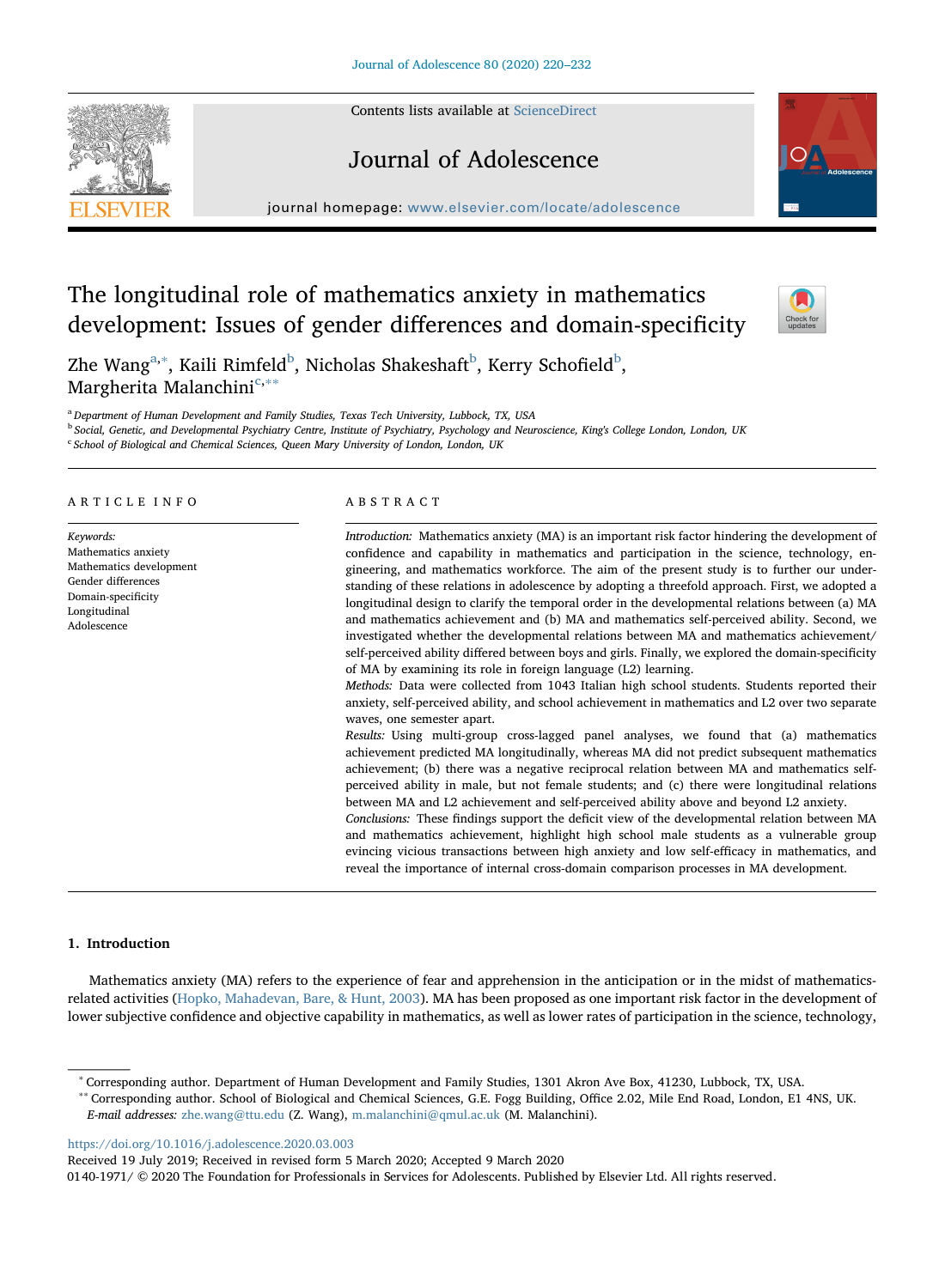# The longitudinal role of mathematics anxiety in mathematics development: Issues of gender differences and domain-specificity

Zhe Wang[a,*], Kaili Rimfeld[b], Nicholas Shakeshaft[b], Kerry Schofield[b], Margherita Malanchini[c,**]

[a] Department of Human Development and Family Studies, Texas Tech University, Lubbock, TX, USA
[b] Social, Genetic, and Developmental Psychiatry Centre, Institute of Psychiatry, Psychology and Neuroscience, King's College London, London, UK
[c] School of Biological and Chemical Sciences, Queen Mary University of London, London, UK

## ARTICLE INFO

*Keywords:*
Mathematics anxiety
Mathematics development
Gender differences
Domain-specificity
Longitudinal
Adolescence

## ABSTRACT

*Introduction:* Mathematics anxiety (MA) is an important risk factor hindering the development of confidence and capability in mathematics and participation in the science, technology, engineering, and mathematics workforce. The aim of the present study is to further our understanding of these relations in adolescence by adopting a threefold approach. First, we adopted a longitudinal design to clarify the temporal order in the developmental relations between (a) MA and mathematics achievement and (b) MA and mathematics self-perceived ability. Second, we investigated whether the developmental relations between MA and mathematics achievement/self-perceived ability differed between boys and girls. Finally, we explored the domain-specificity of MA by examining its role in foreign language (L2) learning.

*Methods:* Data were collected from 1043 Italian high school students. Students reported their anxiety, self-perceived ability, and school achievement in mathematics and L2 over two separate waves, one semester apart.

*Results:* Using multi-group cross-lagged panel analyses, we found that (a) mathematics achievement predicted MA longitudinally, whereas MA did not predict subsequent mathematics achievement; (b) there was a negative reciprocal relation between MA and mathematics self-perceived ability in male, but not female students; and (c) there were longitudinal relations between MA and L2 achievement and self-perceived ability above and beyond L2 anxiety.

*Conclusions:* These findings support the deficit view of the developmental relation between MA and mathematics achievement, highlight high school male students as a vulnerable group evincing vicious transactions between high anxiety and low self-efficacy in mathematics, and reveal the importance of internal cross-domain comparison processes in MA development.

## 1. Introduction

Mathematics anxiety (MA) refers to the experience of fear and apprehension in the anticipation or in the midst of mathematics-related activities (Hopko, Mahadevan, Bare, & Hunt, 2003). MA has been proposed as one important risk factor in the development of lower subjective confidence and objective capability in mathematics, as well as lower rates of participation in the science, technology,

---

* Corresponding author. Department of Human Development and Family Studies, 1301 Akron Ave Box, 41230, Lubbock, TX, USA.
** Corresponding author. School of Biological and Chemical Sciences, G.E. Fogg Building, Office 2.02, Mile End Road, London, E1 4NS, UK.
*E-mail addresses:* zhe.wang@ttu.edu (Z. Wang), m.malanchini@qmul.ac.uk (M. Malanchini).

https://doi.org/10.1016/j.adolescence.2020.03.003
Received 19 July 2019; Received in revised form 5 March 2020; Accepted 9 March 2020
0140-1971/ © 2020 The Foundation for Professionals in Services for Adolescents. Published by Elsevier Ltd. All rights reserved.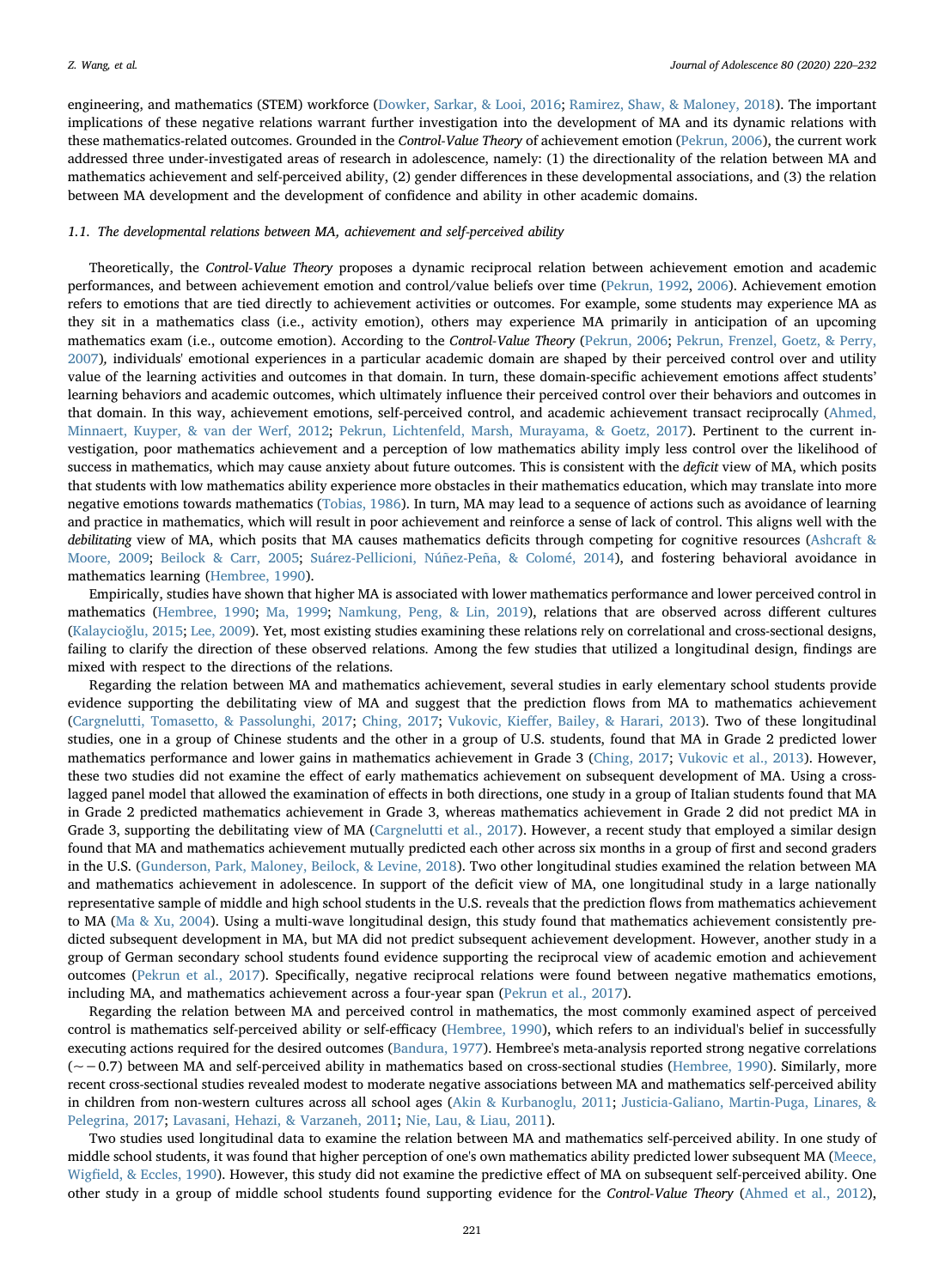engineering, and mathematics (STEM) workforce (Dowker, Sarkar, & Looi, 2016; Ramirez, Shaw, & Maloney, 2018). The important implications of these negative relations warrant further investigation into the development of MA and its dynamic relations with these mathematics-related outcomes. Grounded in the *Control-Value Theory* of achievement emotion (Pekrun, 2006), the current work addressed three under-investigated areas of research in adolescence, namely: (1) the directionality of the relation between MA and mathematics achievement and self-perceived ability, (2) gender differences in these developmental associations, and (3) the relation between MA development and the development of confidence and ability in other academic domains.

### 1.1. The developmental relations between MA, achievement and self-perceived ability

Theoretically, the *Control-Value Theory* proposes a dynamic reciprocal relation between achievement emotion and academic performances, and between achievement emotion and control/value beliefs over time (Pekrun, 1992, 2006). Achievement emotion refers to emotions that are tied directly to achievement activities or outcomes. For example, some students may experience MA as they sit in a mathematics class (i.e., activity emotion), others may experience MA primarily in anticipation of an upcoming mathematics exam (i.e., outcome emotion). According to the *Control-Value Theory* (Pekrun, 2006; Pekrun, Frenzel, Goetz, & Perry, 2007), individuals' emotional experiences in a particular academic domain are shaped by their perceived control over and utility value of the learning activities and outcomes in that domain. In turn, these domain-specific achievement emotions affect students' learning behaviors and academic outcomes, which ultimately influence their perceived control over their behaviors and outcomes in that domain. In this way, achievement emotions, self-perceived control, and academic achievement transact reciprocally (Ahmed, Minnaert, Kuyper, & van der Werf, 2012; Pekrun, Lichtenfeld, Marsh, Murayama, & Goetz, 2017). Pertinent to the current investigation, poor mathematics achievement and a perception of low mathematics ability imply less control over the likelihood of success in mathematics, which may cause anxiety about future outcomes. This is consistent with the *deficit* view of MA, which posits that students with low mathematics ability experience more obstacles in their mathematics education, which may translate into more negative emotions towards mathematics (Tobias, 1986). In turn, MA may lead to a sequence of actions such as avoidance of learning and practice in mathematics, which will result in poor achievement and reinforce a sense of lack of control. This aligns well with the *debilitating* view of MA, which posits that MA causes mathematics deficits through competing for cognitive resources (Ashcraft & Moore, 2009; Beilock & Carr, 2005; Suárez-Pellicioni, Núñez-Peña, & Colomé, 2014), and fostering behavioral avoidance in mathematics learning (Hembree, 1990).

Empirically, studies have shown that higher MA is associated with lower mathematics performance and lower perceived control in mathematics (Hembree, 1990; Ma, 1999; Namkung, Peng, & Lin, 2019), relations that are observed across different cultures (Kalaycioğlu, 2015; Lee, 2009). Yet, most existing studies examining these relations rely on correlational and cross-sectional designs, failing to clarify the direction of these observed relations. Among the few studies that utilized a longitudinal design, findings are mixed with respect to the directions of the relations.

Regarding the relation between MA and mathematics achievement, several studies in early elementary school students provide evidence supporting the debilitating view of MA and suggest that the prediction flows from MA to mathematics achievement (Cargnelutti, Tomasetto, & Passolunghi, 2017; Ching, 2017; Vukovic, Kieffer, Bailey, & Harari, 2013). Two of these longitudinal studies, one in a group of Chinese students and the other in a group of U.S. students, found that MA in Grade 2 predicted lower mathematics performance and lower gains in mathematics achievement in Grade 3 (Ching, 2017; Vukovic et al., 2013). However, these two studies did not examine the effect of early mathematics achievement on subsequent development of MA. Using a cross-lagged panel model that allowed the examination of effects in both directions, one study in a group of Italian students found that MA in Grade 2 predicted mathematics achievement in Grade 3, whereas mathematics achievement in Grade 2 did not predict MA in Grade 3, supporting the debilitating view of MA (Cargnelutti et al., 2017). However, a recent study that employed a similar design found that MA and mathematics achievement mutually predicted each other across six months in a group of first and second graders in the U.S. (Gunderson, Park, Maloney, Beilock, & Levine, 2018). Two other longitudinal studies examined the relation between MA and mathematics achievement in adolescence. In support of the deficit view of MA, one longitudinal study in a large nationally representative sample of middle and high school students in the U.S. reveals that the prediction flows from mathematics achievement to MA (Ma & Xu, 2004). Using a multi-wave longitudinal design, this study found that mathematics achievement consistently predicted subsequent development in MA, but MA did not predict subsequent achievement development. However, another study in a group of German secondary school students found evidence supporting the reciprocal view of academic emotion and achievement outcomes (Pekrun et al., 2017). Specifically, negative reciprocal relations were found between negative mathematics emotions, including MA, and mathematics achievement across a four-year span (Pekrun et al., 2017).

Regarding the relation between MA and perceived control in mathematics, the most commonly examined aspect of perceived control is mathematics self-perceived ability or self-efficacy (Hembree, 1990), which refers to an individual's belief in successfully executing actions required for the desired outcomes (Bandura, 1977). Hembree's meta-analysis reported strong negative correlations ($\sim -0.7$) between MA and self-perceived ability in mathematics based on cross-sectional studies (Hembree, 1990). Similarly, more recent cross-sectional studies revealed modest to moderate negative associations between MA and mathematics self-perceived ability in children from non-western cultures across all school ages (Akin & Kurbanoglu, 2011; Justicia-Galiano, Martin-Puga, Linares, & Pelegrina, 2017; Lavasani, Hehazi, & Varzaneh, 2011; Nie, Lau, & Liau, 2011).

Two studies used longitudinal data to examine the relation between MA and mathematics self-perceived ability. In one study of middle school students, it was found that higher perception of one's own mathematics ability predicted lower subsequent MA (Meece, Wigfield, & Eccles, 1990). However, this study did not examine the predictive effect of MA on subsequent self-perceived ability. One other study in a group of middle school students found supporting evidence for the *Control-Value Theory* (Ahmed et al., 2012),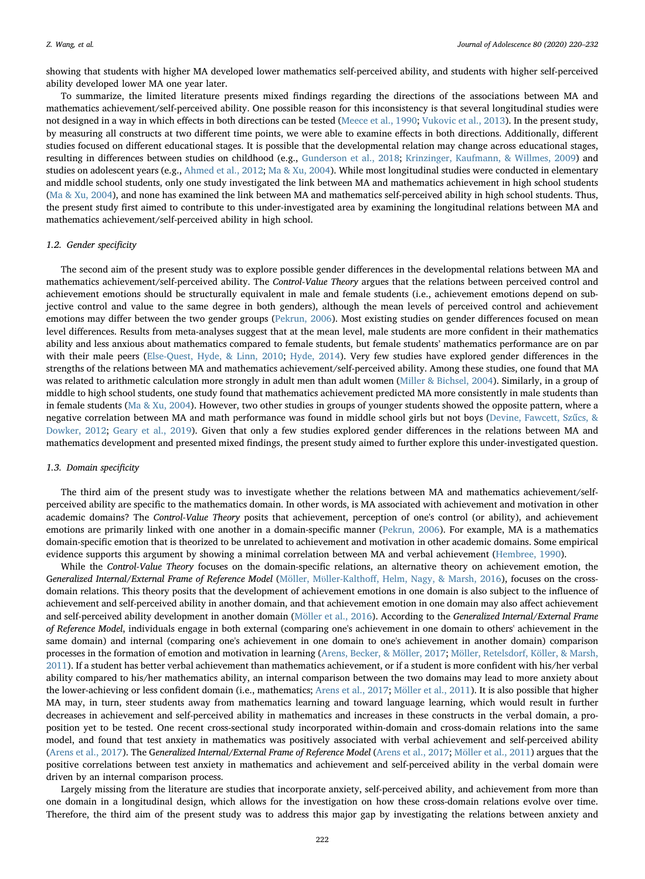showing that students with higher MA developed lower mathematics self-perceived ability, and students with higher self-perceived ability developed lower MA one year later.

To summarize, the limited literature presents mixed findings regarding the directions of the associations between MA and mathematics achievement/self-perceived ability. One possible reason for this inconsistency is that several longitudinal studies were not designed in a way in which effects in both directions can be tested (Meece et al., 1990; Vukovic et al., 2013). In the present study, by measuring all constructs at two different time points, we were able to examine effects in both directions. Additionally, different studies focused on different educational stages. It is possible that the developmental relation may change across educational stages, resulting in differences between studies on childhood (e.g., Gunderson et al., 2018; Krinzinger, Kaufmann, & Willmes, 2009) and studies on adolescent years (e.g., Ahmed et al., 2012; Ma & Xu, 2004). While most longitudinal studies were conducted in elementary and middle school students, only one study investigated the link between MA and mathematics achievement in high school students (Ma & Xu, 2004), and none has examined the link between MA and mathematics self-perceived ability in high school students. Thus, the present study first aimed to contribute to this under-investigated area by examining the longitudinal relations between MA and mathematics achievement/self-perceived ability in high school.

### 1.2. Gender specificity

The second aim of the present study was to explore possible gender differences in the developmental relations between MA and mathematics achievement/self-perceived ability. The *Control-Value Theory* argues that the relations between perceived control and achievement emotions should be structurally equivalent in male and female students (i.e., achievement emotions depend on subjective control and value to the same degree in both genders), although the mean levels of perceived control and achievement emotions may differ between the two gender groups (Pekrun, 2006). Most existing studies on gender differences focused on mean level differences. Results from meta-analyses suggest that at the mean level, male students are more confident in their mathematics ability and less anxious about mathematics compared to female students, but female students' mathematics performance are on par with their male peers (Else-Quest, Hyde, & Linn, 2010; Hyde, 2014). Very few studies have explored gender differences in the strengths of the relations between MA and mathematics achievement/self-perceived ability. Among these studies, one found that MA was related to arithmetic calculation more strongly in adult men than adult women (Miller & Bichsel, 2004). Similarly, in a group of middle to high school students, one study found that mathematics achievement predicted MA more consistently in male students than in female students (Ma & Xu, 2004). However, two other studies in groups of younger students showed the opposite pattern, where a negative correlation between MA and math performance was found in middle school girls but not boys (Devine, Fawcett, Szűcs, & Dowker, 2012; Geary et al., 2019). Given that only a few studies explored gender differences in the relations between MA and mathematics development and presented mixed findings, the present study aimed to further explore this under-investigated question.

### 1.3. Domain specificity

The third aim of the present study was to investigate whether the relations between MA and mathematics achievement/self-perceived ability are specific to the mathematics domain. In other words, is MA associated with achievement and motivation in other academic domains? The *Control-Value Theory* posits that achievement, perception of one's control (or ability), and achievement emotions are primarily linked with one another in a domain-specific manner (Pekrun, 2006). For example, MA is a mathematics domain-specific emotion that is theorized to be unrelated to achievement and motivation in other academic domains. Some empirical evidence supports this argument by showing a minimal correlation between MA and verbal achievement (Hembree, 1990).

While the *Control-Value Theory* focuses on the domain-specific relations, an alternative theory on achievement emotion, the *Generalized Internal/External Frame of Reference Model* (Möller, Möller-Kalthoff, Helm, Nagy, & Marsh, 2016), focuses on the cross-domain relations. This theory posits that the development of achievement emotions in one domain is also subject to the influence of achievement and self-perceived ability in another domain, and that achievement emotion in one domain may also affect achievement and self-perceived ability development in another domain (Möller et al., 2016). According to the *Generalized Internal/External Frame of Reference Model*, individuals engage in both external (comparing one's achievement in one domain to others' achievement in the same domain) and internal (comparing one's achievement in one domain to one's achievement in another domain) comparison processes in the formation of emotion and motivation in learning (Arens, Becker, & Möller, 2017; Möller, Retelsdorf, Köller, & Marsh, 2011). If a student has better verbal achievement than mathematics achievement, or if a student is more confident with his/her verbal ability compared to his/her mathematics ability, an internal comparison between the two domains may lead to more anxiety about the lower-achieving or less confident domain (i.e., mathematics; Arens et al., 2017; Möller et al., 2011). It is also possible that higher MA may, in turn, steer students away from mathematics learning and toward language learning, which would result in further decreases in achievement and self-perceived ability in mathematics and increases in these constructs in the verbal domain, a proposition yet to be tested. One recent cross-sectional study incorporated within-domain and cross-domain relations into the same model, and found that test anxiety in mathematics was positively associated with verbal achievement and self-perceived ability (Arens et al., 2017). The *Generalized Internal/External Frame of Reference Model* (Arens et al., 2017; Möller et al., 2011) argues that the positive correlations between test anxiety in mathematics and achievement and self-perceived ability in the verbal domain were driven by an internal comparison process.

Largely missing from the literature are studies that incorporate anxiety, self-perceived ability, and achievement from more than one domain in a longitudinal design, which allows for the investigation on how these cross-domain relations evolve over time. Therefore, the third aim of the present study was to address this major gap by investigating the relations between anxiety and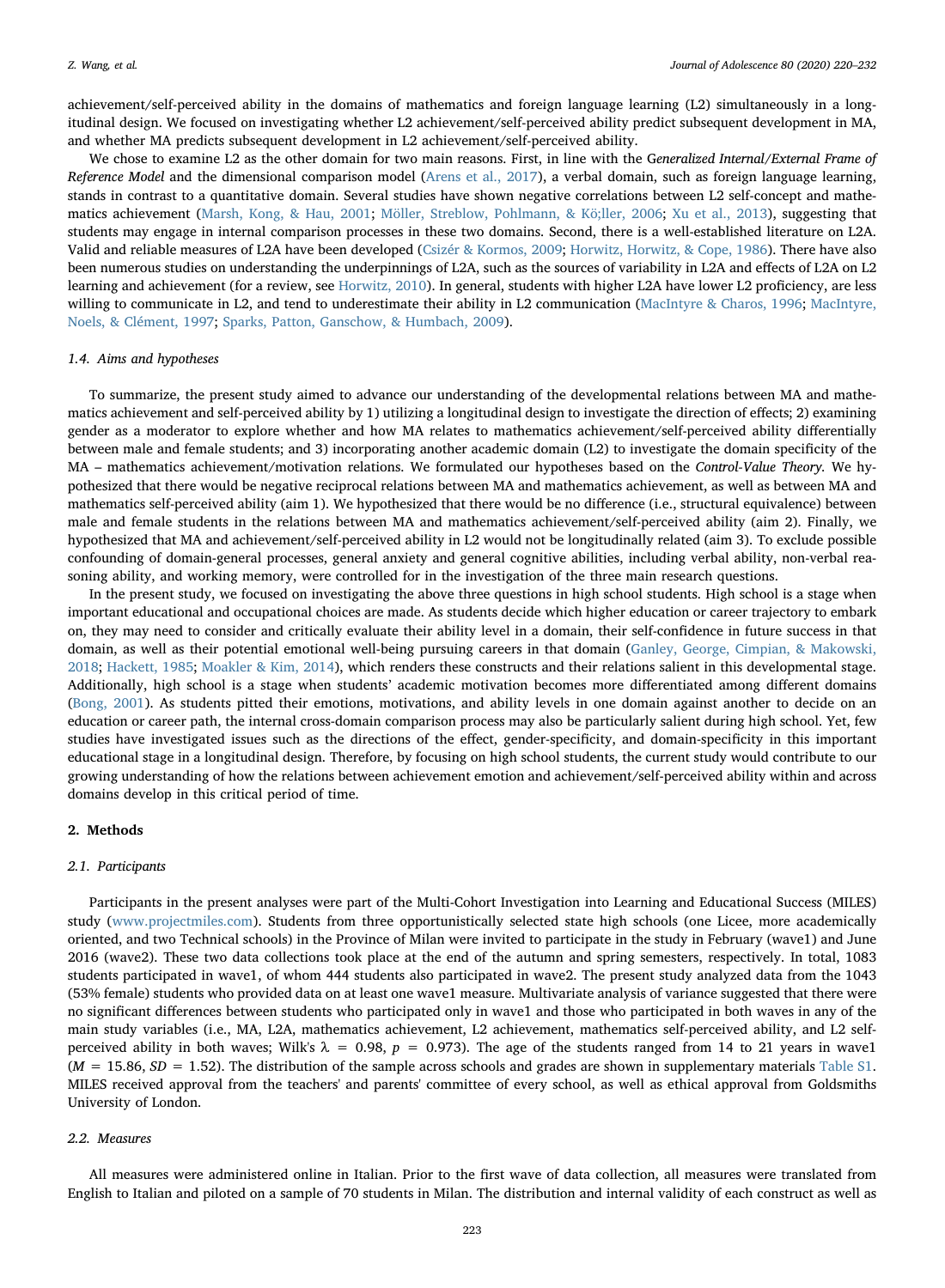achievement/self-perceived ability in the domains of mathematics and foreign language learning (L2) simultaneously in a longitudinal design. We focused on investigating whether L2 achievement/self-perceived ability predict subsequent development in MA, and whether MA predicts subsequent development in L2 achievement/self-perceived ability.

We chose to examine L2 as the other domain for two main reasons. First, in line with the G*eneralized Internal/External Frame of Reference Model* and the dimensional comparison model (Arens et al., 2017), a verbal domain, such as foreign language learning, stands in contrast to a quantitative domain. Several studies have shown negative correlations between L2 self-concept and mathematics achievement (Marsh, Kong, & Hau, 2001; Möller, Streblow, Pohlmann, & Kö;ller, 2006; Xu et al., 2013), suggesting that students may engage in internal comparison processes in these two domains. Second, there is a well-established literature on L2A. Valid and reliable measures of L2A have been developed (Csizér & Kormos, 2009; Horwitz, Horwitz, & Cope, 1986). There have also been numerous studies on understanding the underpinnings of L2A, such as the sources of variability in L2A and effects of L2A on L2 learning and achievement (for a review, see Horwitz, 2010). In general, students with higher L2A have lower L2 proficiency, are less willing to communicate in L2, and tend to underestimate their ability in L2 communication (MacIntyre & Charos, 1996; MacIntyre, Noels, & Clément, 1997; Sparks, Patton, Ganschow, & Humbach, 2009).

### 1.4. Aims and hypotheses

To summarize, the present study aimed to advance our understanding of the developmental relations between MA and mathematics achievement and self-perceived ability by 1) utilizing a longitudinal design to investigate the direction of effects; 2) examining gender as a moderator to explore whether and how MA relates to mathematics achievement/self-perceived ability differentially between male and female students; and 3) incorporating another academic domain (L2) to investigate the domain specificity of the MA – mathematics achievement/motivation relations. We formulated our hypotheses based on the *Control-Value Theory*. We hypothesized that there would be negative reciprocal relations between MA and mathematics achievement, as well as between MA and mathematics self-perceived ability (aim 1). We hypothesized that there would be no difference (i.e., structural equivalence) between male and female students in the relations between MA and mathematics achievement/self-perceived ability (aim 2). Finally, we hypothesized that MA and achievement/self-perceived ability in L2 would not be longitudinally related (aim 3). To exclude possible confounding of domain-general processes, general anxiety and general cognitive abilities, including verbal ability, non-verbal reasoning ability, and working memory, were controlled for in the investigation of the three main research questions.

In the present study, we focused on investigating the above three questions in high school students. High school is a stage when important educational and occupational choices are made. As students decide which higher education or career trajectory to embark on, they may need to consider and critically evaluate their ability level in a domain, their self-confidence in future success in that domain, as well as their potential emotional well-being pursuing careers in that domain (Ganley, George, Cimpian, & Makowski, 2018; Hackett, 1985; Moakler & Kim, 2014), which renders these constructs and their relations salient in this developmental stage. Additionally, high school is a stage when students' academic motivation becomes more differentiated among different domains (Bong, 2001). As students pitted their emotions, motivations, and ability levels in one domain against another to decide on an education or career path, the internal cross-domain comparison process may also be particularly salient during high school. Yet, few studies have investigated issues such as the directions of the effect, gender-specificity, and domain-specificity in this important educational stage in a longitudinal design. Therefore, by focusing on high school students, the current study would contribute to our growing understanding of how the relations between achievement emotion and achievement/self-perceived ability within and across domains develop in this critical period of time.

## 2. Methods

### 2.1. Participants

Participants in the present analyses were part of the Multi-Cohort Investigation into Learning and Educational Success (MILES) study (www.projectmiles.com). Students from three opportunistically selected state high schools (one Licee, more academically oriented, and two Technical schools) in the Province of Milan were invited to participate in the study in February (wave1) and June 2016 (wave2). These two data collections took place at the end of the autumn and spring semesters, respectively. In total, 1083 students participated in wave1, of whom 444 students also participated in wave2. The present study analyzed data from the 1043 (53% female) students who provided data on at least one wave1 measure. Multivariate analysis of variance suggested that there were no significant differences between students who participated only in wave1 and those who participated in both waves in any of the main study variables (i.e., MA, L2A, mathematics achievement, L2 achievement, mathematics self-perceived ability, and L2 self-perceived ability in both waves; Wilk's $\lambda = 0.98$, $p = 0.973$). The age of the students ranged from 14 to 21 years in wave1 ($M = 15.86$, $SD = 1.52$). The distribution of the sample across schools and grades are shown in supplementary materials Table S1. MILES received approval from the teachers' and parents' committee of every school, as well as ethical approval from Goldsmiths University of London.

### 2.2. Measures

All measures were administered online in Italian. Prior to the first wave of data collection, all measures were translated from English to Italian and piloted on a sample of 70 students in Milan. The distribution and internal validity of each construct as well as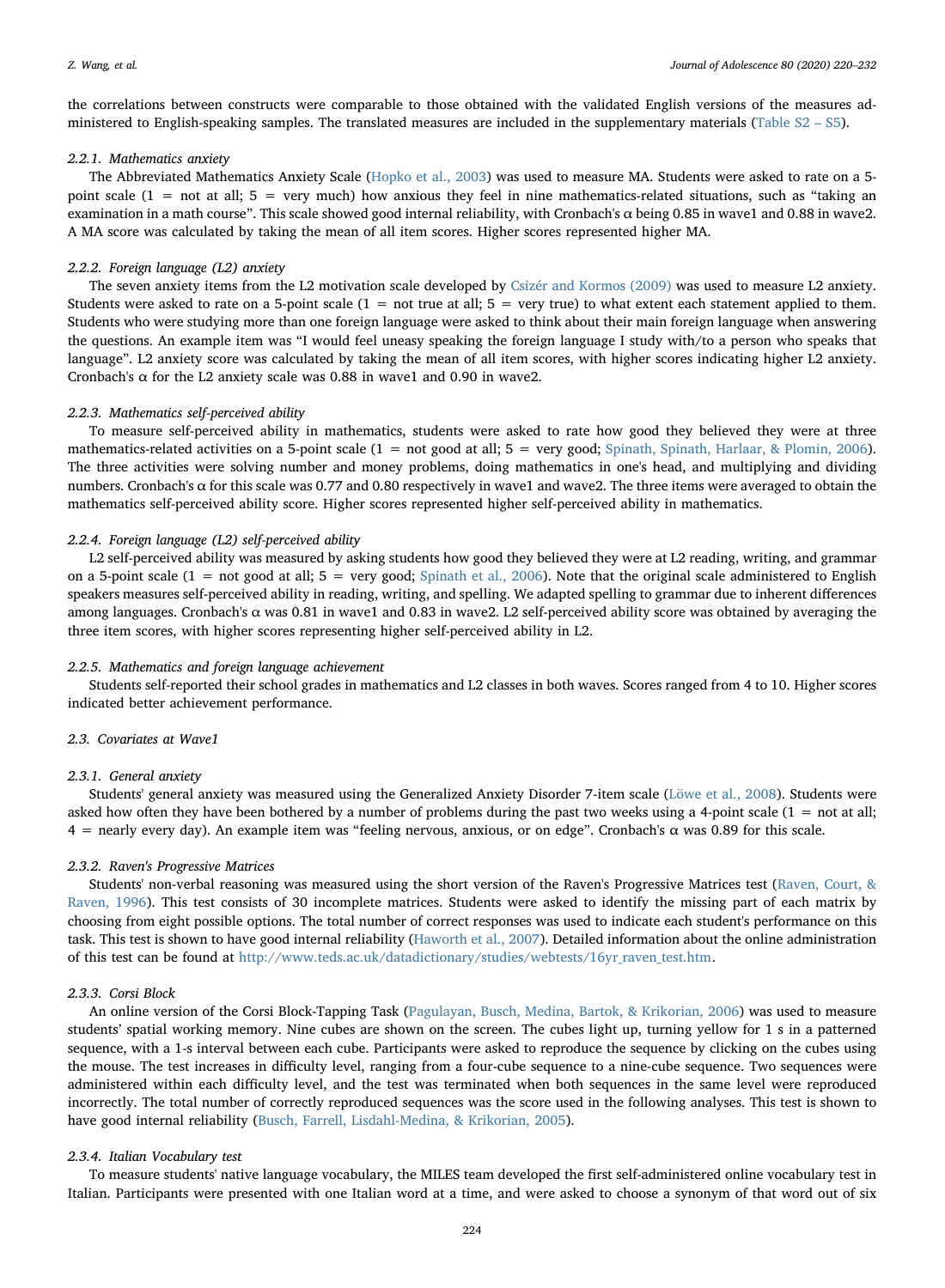the correlations between constructs were comparable to those obtained with the validated English versions of the measures administered to English-speaking samples. The translated measures are included in the supplementary materials (Table S2 – S5).

#### 2.2.1. Mathematics anxiety

The Abbreviated Mathematics Anxiety Scale (Hopko et al., 2003) was used to measure MA. Students were asked to rate on a 5-point scale (1 = not at all; 5 = very much) how anxious they feel in nine mathematics-related situations, such as "taking an examination in a math course". This scale showed good internal reliability, with Cronbach's α being 0.85 in wave1 and 0.88 in wave2. A MA score was calculated by taking the mean of all item scores. Higher scores represented higher MA.

#### 2.2.2. Foreign language (L2) anxiety

The seven anxiety items from the L2 motivation scale developed by Csizér and Kormos (2009) was used to measure L2 anxiety. Students were asked to rate on a 5-point scale (1 = not true at all; 5 = very true) to what extent each statement applied to them. Students who were studying more than one foreign language were asked to think about their main foreign language when answering the questions. An example item was "I would feel uneasy speaking the foreign language I study with/to a person who speaks that language". L2 anxiety score was calculated by taking the mean of all item scores, with higher scores indicating higher L2 anxiety. Cronbach's α for the L2 anxiety scale was 0.88 in wave1 and 0.90 in wave2.

#### 2.2.3. Mathematics self-perceived ability

To measure self-perceived ability in mathematics, students were asked to rate how good they believed they were at three mathematics-related activities on a 5-point scale (1 = not good at all; 5 = very good; Spinath, Spinath, Harlaar, & Plomin, 2006). The three activities were solving number and money problems, doing mathematics in one's head, and multiplying and dividing numbers. Cronbach's α for this scale was 0.77 and 0.80 respectively in wave1 and wave2. The three items were averaged to obtain the mathematics self-perceived ability score. Higher scores represented higher self-perceived ability in mathematics.

#### 2.2.4. Foreign language (L2) self-perceived ability

L2 self-perceived ability was measured by asking students how good they believed they were at L2 reading, writing, and grammar on a 5-point scale (1 = not good at all; 5 = very good; Spinath et al., 2006). Note that the original scale administered to English speakers measures self-perceived ability in reading, writing, and spelling. We adapted spelling to grammar due to inherent differences among languages. Cronbach's α was 0.81 in wave1 and 0.83 in wave2. L2 self-perceived ability score was obtained by averaging the three item scores, with higher scores representing higher self-perceived ability in L2.

#### 2.2.5. Mathematics and foreign language achievement

Students self-reported their school grades in mathematics and L2 classes in both waves. Scores ranged from 4 to 10. Higher scores indicated better achievement performance.

### 2.3. Covariates at Wave1

#### 2.3.1. General anxiety

Students' general anxiety was measured using the Generalized Anxiety Disorder 7-item scale (Löwe et al., 2008). Students were asked how often they have been bothered by a number of problems during the past two weeks using a 4-point scale (1 = not at all; 4 = nearly every day). An example item was "feeling nervous, anxious, or on edge". Cronbach's α was 0.89 for this scale.

#### 2.3.2. Raven's Progressive Matrices

Students' non-verbal reasoning was measured using the short version of the Raven's Progressive Matrices test (Raven, Court, & Raven, 1996). This test consists of 30 incomplete matrices. Students were asked to identify the missing part of each matrix by choosing from eight possible options. The total number of correct responses was used to indicate each student's performance on this task. This test is shown to have good internal reliability (Haworth et al., 2007). Detailed information about the online administration of this test can be found at http://www.teds.ac.uk/datadictionary/studies/webtests/16yr_raven_test.htm.

#### 2.3.3. Corsi Block

An online version of the Corsi Block-Tapping Task (Pagulayan, Busch, Medina, Bartok, & Krikorian, 2006) was used to measure students' spatial working memory. Nine cubes are shown on the screen. The cubes light up, turning yellow for 1 s in a patterned sequence, with a 1-s interval between each cube. Participants were asked to reproduce the sequence by clicking on the cubes using the mouse. The test increases in difficulty level, ranging from a four-cube sequence to a nine-cube sequence. Two sequences were administered within each difficulty level, and the test was terminated when both sequences in the same level were reproduced incorrectly. The total number of correctly reproduced sequences was the score used in the following analyses. This test is shown to have good internal reliability (Busch, Farrell, Lisdahl-Medina, & Krikorian, 2005).

#### 2.3.4. Italian Vocabulary test

To measure students' native language vocabulary, the MILES team developed the first self-administered online vocabulary test in Italian. Participants were presented with one Italian word at a time, and were asked to choose a synonym of that word out of six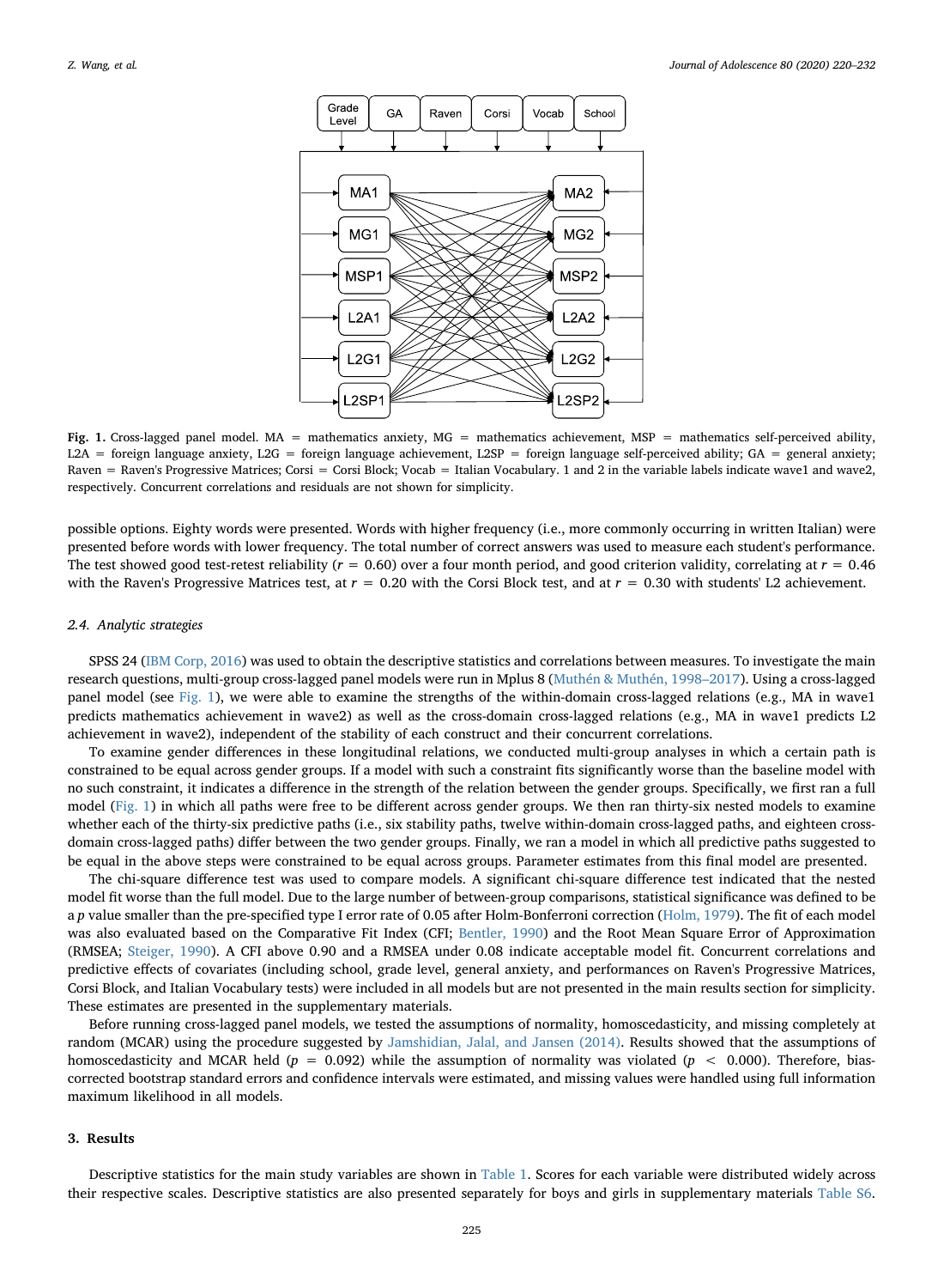**Fig. 1.** Cross-lagged panel model. MA = mathematics anxiety, MG = mathematics achievement, MSP = mathematics self-perceived ability, L2A = foreign language anxiety, L2G = foreign language achievement, L2SP = foreign language self-perceived ability; GA = general anxiety; Raven = Raven's Progressive Matrices; Corsi = Corsi Block; Vocab = Italian Vocabulary. 1 and 2 in the variable labels indicate wave1 and wave2, respectively. Concurrent correlations and residuals are not shown for simplicity.

possible options. Eighty words were presented. Words with higher frequency (i.e., more commonly occurring in written Italian) were presented before words with lower frequency. The total number of correct answers was used to measure each student's performance. The test showed good test-retest reliability ($r = 0.60$) over a four month period, and good criterion validity, correlating at $r = 0.46$ with the Raven's Progressive Matrices test, at $r = 0.20$ with the Corsi Block test, and at $r = 0.30$ with students' L2 achievement.

### 2.4. Analytic strategies

SPSS 24 (IBM Corp, 2016) was used to obtain the descriptive statistics and correlations between measures. To investigate the main research questions, multi-group cross-lagged panel models were run in Mplus 8 (Muthén & Muthén, 1998–2017). Using a cross-lagged panel model (see Fig. 1), we were able to examine the strengths of the within-domain cross-lagged relations (e.g., MA in wave1 predicts mathematics achievement in wave2) as well as the cross-domain cross-lagged relations (e.g., MA in wave1 predicts L2 achievement in wave2), independent of the stability of each construct and their concurrent correlations.

To examine gender differences in these longitudinal relations, we conducted multi-group analyses in which a certain path is constrained to be equal across gender groups. If a model with such a constraint fits significantly worse than the baseline model with no such constraint, it indicates a difference in the strength of the relation between the gender groups. Specifically, we first ran a full model (Fig. 1) in which all paths were free to be different across gender groups. We then ran thirty-six nested models to examine whether each of the thirty-six predictive paths (i.e., six stability paths, twelve within-domain cross-lagged paths, and eighteen cross-domain cross-lagged paths) differ between the two gender groups. Finally, we ran a model in which all predictive paths suggested to be equal in the above steps were constrained to be equal across groups. Parameter estimates from this final model are presented.

The chi-square difference test was used to compare models. A significant chi-square difference test indicated that the nested model fit worse than the full model. Due to the large number of between-group comparisons, statistical significance was defined to be a *p* value smaller than the pre-specified type I error rate of 0.05 after Holm-Bonferroni correction (Holm, 1979). The fit of each model was also evaluated based on the Comparative Fit Index (CFI; Bentler, 1990) and the Root Mean Square Error of Approximation (RMSEA; Steiger, 1990). A CFI above 0.90 and a RMSEA under 0.08 indicate acceptable model fit. Concurrent correlations and predictive effects of covariates (including school, grade level, general anxiety, and performances on Raven's Progressive Matrices, Corsi Block, and Italian Vocabulary tests) were included in all models but are not presented in the main results section for simplicity. These estimates are presented in the supplementary materials.

Before running cross-lagged panel models, we tested the assumptions of normality, homoscedasticity, and missing completely at random (MCAR) using the procedure suggested by Jamshidian, Jalal, and Jansen (2014). Results showed that the assumptions of homoscedasticity and MCAR held ($p = 0.092$) while the assumption of normality was violated ($p < 0.000$). Therefore, bias-corrected bootstrap standard errors and confidence intervals were estimated, and missing values were handled using full information maximum likelihood in all models.

## 3. Results

Descriptive statistics for the main study variables are shown in Table 1. Scores for each variable were distributed widely across their respective scales. Descriptive statistics are also presented separately for boys and girls in supplementary materials Table S6.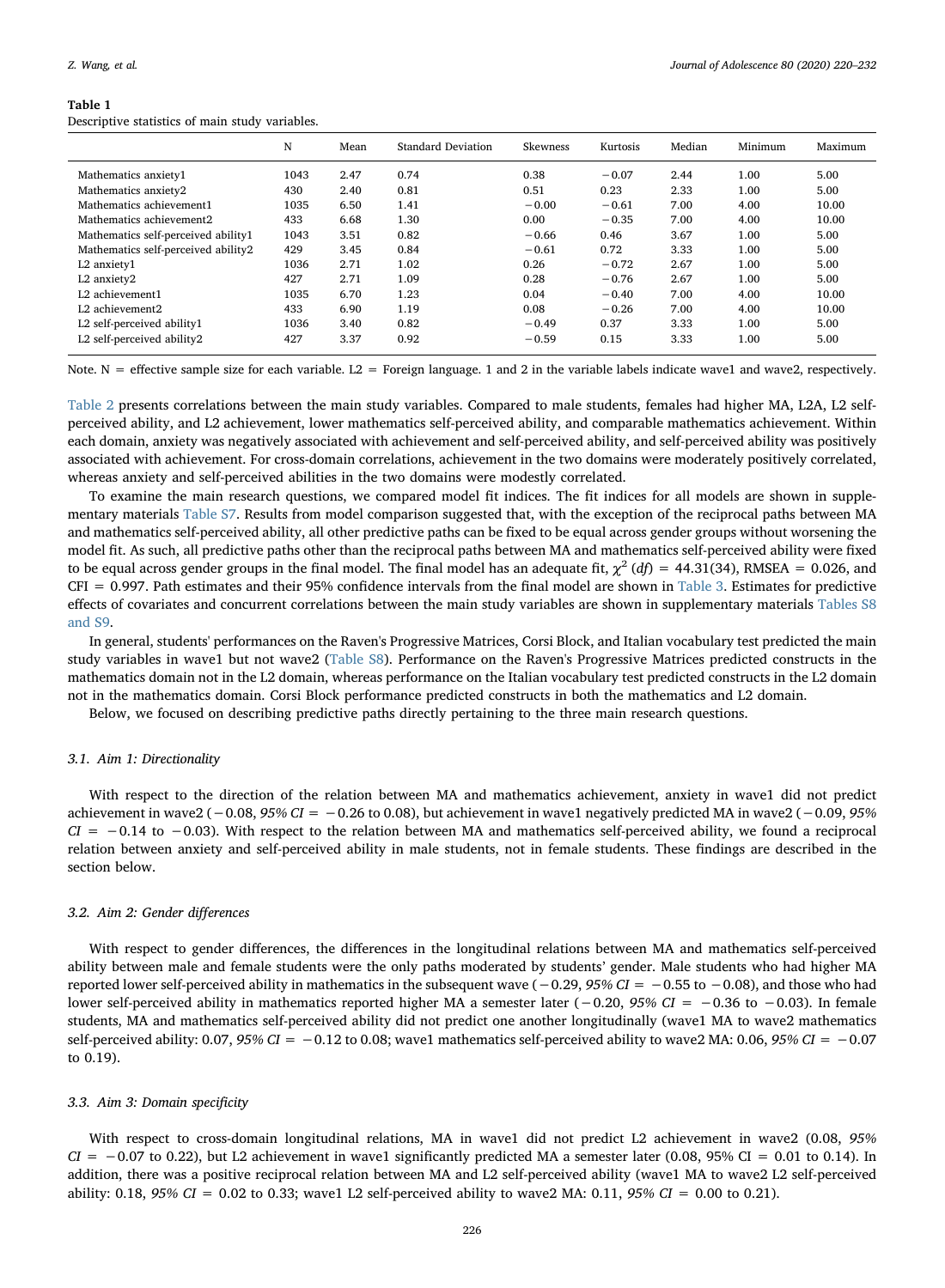**Table 1**
Descriptive statistics of main study variables.

| | N | Mean | Standard Deviation | Skewness | Kurtosis | Median | Minimum | Maximum |
|---|---|---|---|---|---|---|---|---|
| Mathematics anxiety1 | 1043 | 2.47 | 0.74 | 0.38 | −0.07 | 2.44 | 1.00 | 5.00 |
| Mathematics anxiety2 | 430 | 2.40 | 0.81 | 0.51 | 0.23 | 2.33 | 1.00 | 5.00 |
| Mathematics achievement1 | 1035 | 6.50 | 1.41 | −0.00 | −0.61 | 7.00 | 4.00 | 10.00 |
| Mathematics achievement2 | 433 | 6.68 | 1.30 | 0.00 | −0.35 | 7.00 | 4.00 | 10.00 |
| Mathematics self-perceived ability1 | 1043 | 3.51 | 0.82 | −0.66 | 0.46 | 3.67 | 1.00 | 5.00 |
| Mathematics self-perceived ability2 | 429 | 3.45 | 0.84 | −0.61 | 0.72 | 3.33 | 1.00 | 5.00 |
| L2 anxiety1 | 1036 | 2.71 | 1.02 | 0.26 | −0.72 | 2.67 | 1.00 | 5.00 |
| L2 anxiety2 | 427 | 2.71 | 1.09 | 0.28 | −0.76 | 2.67 | 1.00 | 5.00 |
| L2 achievement1 | 1035 | 6.70 | 1.23 | 0.04 | −0.40 | 7.00 | 4.00 | 10.00 |
| L2 achievement2 | 433 | 6.90 | 1.19 | 0.08 | −0.26 | 7.00 | 4.00 | 10.00 |
| L2 self-perceived ability1 | 1036 | 3.40 | 0.82 | −0.49 | 0.37 | 3.33 | 1.00 | 5.00 |
| L2 self-perceived ability2 | 427 | 3.37 | 0.92 | −0.59 | 0.15 | 3.33 | 1.00 | 5.00 |

Note. N = effective sample size for each variable. L2 = Foreign language. 1 and 2 in the variable labels indicate wave1 and wave2, respectively.

Table 2 presents correlations between the main study variables. Compared to male students, females had higher MA, L2A, L2 self-perceived ability, and L2 achievement, lower mathematics self-perceived ability, and comparable mathematics achievement. Within each domain, anxiety was negatively associated with achievement and self-perceived ability, and self-perceived ability was positively associated with achievement. For cross-domain correlations, achievement in the two domains were moderately positively correlated, whereas anxiety and self-perceived abilities in the two domains were modestly correlated.

To examine the main research questions, we compared model fit indices. The fit indices for all models are shown in supplementary materials Table S7. Results from model comparison suggested that, with the exception of the reciprocal paths between MA and mathematics self-perceived ability, all other predictive paths can be fixed to be equal across gender groups without worsening the model fit. As such, all predictive paths other than the reciprocal paths between MA and mathematics self-perceived ability were fixed to be equal across gender groups in the final model. The final model has an adequate fit, $\chi^2$ ($df$) = 44.31(34), RMSEA = 0.026, and CFI = 0.997. Path estimates and their 95% confidence intervals from the final model are shown in Table 3. Estimates for predictive effects of covariates and concurrent correlations between the main study variables are shown in supplementary materials Tables S8 and S9.

In general, students' performances on the Raven's Progressive Matrices, Corsi Block, and Italian vocabulary test predicted the main study variables in wave1 but not wave2 (Table S8). Performance on the Raven's Progressive Matrices predicted constructs in the mathematics domain not in the L2 domain, whereas performance on the Italian vocabulary test predicted constructs in the L2 domain not in the mathematics domain. Corsi Block performance predicted constructs in both the mathematics and L2 domain.

Below, we focused on describing predictive paths directly pertaining to the three main research questions.

### 3.1. Aim 1: Directionality

With respect to the direction of the relation between MA and mathematics achievement, anxiety in wave1 did not predict achievement in wave2 (−0.08, *95% CI* = −0.26 to 0.08), but achievement in wave1 negatively predicted MA in wave2 (−0.09, *95% CI* = −0.14 to −0.03). With respect to the relation between MA and mathematics self-perceived ability, we found a reciprocal relation between anxiety and self-perceived ability in male students, not in female students. These findings are described in the section below.

### 3.2. Aim 2: Gender differences

With respect to gender differences, the differences in the longitudinal relations between MA and mathematics self-perceived ability between male and female students were the only paths moderated by students' gender. Male students who had higher MA reported lower self-perceived ability in mathematics in the subsequent wave (−0.29, *95% CI* = −0.55 to −0.08), and those who had lower self-perceived ability in mathematics reported higher MA a semester later (−0.20, *95% CI* = −0.36 to −0.03). In female students, MA and mathematics self-perceived ability did not predict one another longitudinally (wave1 MA to wave2 mathematics self-perceived ability: 0.07, *95% CI* = −0.12 to 0.08; wave1 mathematics self-perceived ability to wave2 MA: 0.06, *95% CI* = −0.07 to 0.19).

### 3.3. Aim 3: Domain specificity

With respect to cross-domain longitudinal relations, MA in wave1 did not predict L2 achievement in wave2 (0.08, *95% CI* = −0.07 to 0.22), but L2 achievement in wave1 significantly predicted MA a semester later (0.08, 95% CI = 0.01 to 0.14). In addition, there was a positive reciprocal relation between MA and L2 self-perceived ability (wave1 MA to wave2 L2 self-perceived ability: 0.18, *95% CI* = 0.02 to 0.33; wave1 L2 self-perceived ability to wave2 MA: 0.11, *95% CI* = 0.00 to 0.21).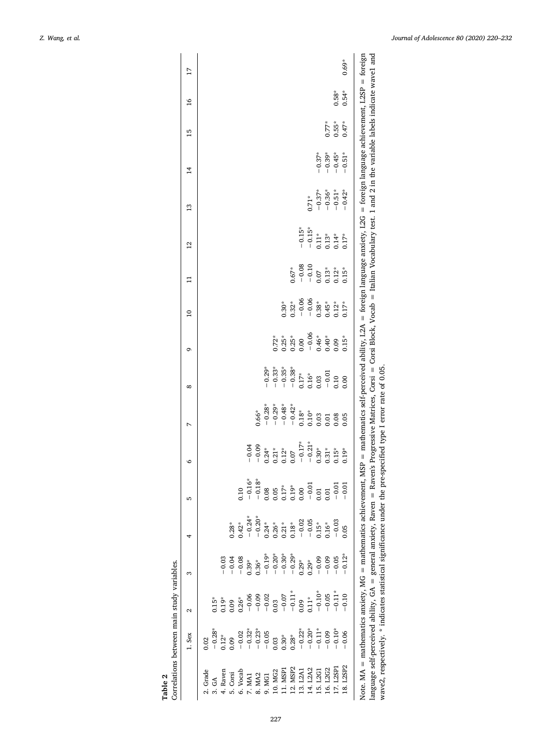**Table 2**
Correlations between main study variables.

| | 1. Sex | 2 | 3 | 4 | 5 | 6 | 7 | 8 | 9 | 10 | 11 | 12 | 13 | 14 | 15 | 16 | 17 |
|---|---|---|---|---|---|---|---|---|---|---|---|---|---|---|---|---|---|
| 2. Grade | 0.02 | | | | | | | | | | | | | | | | |
| 3. GA | −0.28* | 0.15* | | | | | | | | | | | | | | | |
| 4. Raven | 0.12* | 0.19* | −0.03 | | | | | | | | | | | | | | |
| 5. Corsi | 0.09 | 0.09 | −0.04 | 0.28* | | | | | | | | | | | | | |
| 6. Vocab | −0.02 | 0.26* | −0.08 | 0.42* | 0.10 | | | | | | | | | | | | |
| 7. MA1 | −0.32* | −0.06 | 0.39* | −0.24* | −0.16* | −0.04 | | | | | | | | | | | |
| 8. MA2 | −0.23* | −0.09 | 0.36* | −0.20* | −0.18* | −0.09 | 0.66* | | | | | | | | | | |
| 9. MG1 | −0.05 | −0.02 | −0.19* | 0.24* | 0.08 | 0.24* | −0.28* | −0.29* | | | | | | | | | |
| 10. MG2 | 0.03 | 0.03 | −0.20* | 0.26* | 0.05 | 0.21* | −0.29* | −0.33* | 0.72* | | | | | | | | |
| 11. MSP1 | 0.30* | −0.07 | −0.30* | 0.21* | 0.17* | 0.12* | −0.48* | −0.35* | 0.25* | 0.30* | | | | | | | |
| 12. MSP2 | 0.28* | −0.11* | −0.29* | 0.18* | 0.19* | 0.07 | −0.42* | −0.38* | 0.25* | 0.32* | 0.67* | | | | | | |
| 13. L2A1 | −0.22* | 0.09 | 0.29* | −0.02 | 0.00 | −0.17* | 0.18* | 0.17* | 0.00 | −0.06 | −0.08 | −0.15* | | | | | |
| 14. L2A2 | −0.20* | 0.11* | 0.29* | −0.05 | −0.01 | −0.21* | 0.10* | 0.16* | −0.06 | −0.06 | −0.10 | −0.15* | 0.71* | | | | |
| 15. L2G1 | −0.11* | −0.10* | −0.09 | 0.15* | 0.01 | 0.30* | 0.03 | 0.03 | 0.46* | 0.38* | 0.07 | 0.11* | −0.37* | −0.37* | | | |
| 16. L2G2 | −0.09 | −0.05 | −0.09 | 0.16* | 0.01 | 0.31* | 0.01 | −0.01 | 0.40* | 0.45* | 0.13* | 0.13* | −0.36* | −0.39* | 0.77* | | |
| 17. L2SP1 | −0.10* | −0.11* | −0.05 | −0.03 | −0.01 | 0.15* | 0.08 | 0.10 | 0.09 | 0.12* | 0.12* | 0.14* | −0.51* | −0.45* | 0.55* | 0.58* | |
| 18. L2SP2 | −0.06 | −0.10 | −0.12* | 0.05 | −0.01 | 0.19* | 0.05 | 0.00 | 0.15* | 0.17* | 0.15* | 0.17* | −0.42* | −0.51* | 0.47* | 0.54* | 0.69* |

Note. MA = mathematics anxiety, MG = mathematics achievement, MSP = mathematics self-perceived ability, L2A = foreign language anxiety, L2G = foreign language achievement, L2SP = foreign language self-perceived ability, GA = general anxiety, Raven = Raven's Progressive Matrices, Corsi = Corsi Block, Vocab = Italian Vocabulary test. 1 and 2 in the variable labels indicate wave1 and wave2, respectively. * indicates statistical significance under the pre-specified type I error rate of 0.05.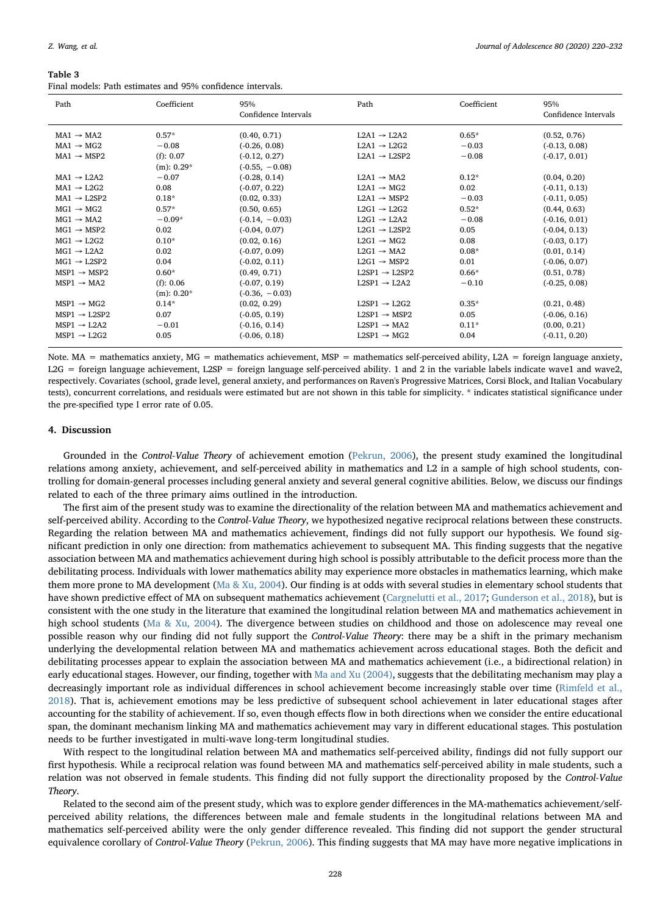**Table 3**
Final models: Path estimates and 95% confidence intervals.

| Path | Coefficient | 95% Confidence Intervals | Path | Coefficient | 95% Confidence Intervals |
|---|---|---|---|---|---|
| MA1 → MA2 | 0.57* | (0.40, 0.71) | L2A1 → L2A2 | 0.65* | (0.52, 0.76) |
| MA1 → MG2 | −0.08 | (-0.26, 0.08) | L2A1 → L2G2 | −0.03 | (-0.13, 0.08) |
| MA1 → MSP2 | (f): 0.07 | (-0.12, 0.27) | L2A1 → L2SP2 | −0.08 | (-0.17, 0.01) |
| | (m): 0.29* | (-0.55, −0.08) | | | |
| MA1 → L2A2 | −0.07 | (-0.28, 0.14) | L2A1 → MA2 | 0.12* | (0.04, 0.20) |
| MA1 → L2G2 | 0.08 | (-0.07, 0.22) | L2A1 → MG2 | 0.02 | (-0.11, 0.13) |
| MA1 → L2SP2 | 0.18* | (0.02, 0.33) | L2A1 → MSP2 | −0.03 | (-0.11, 0.05) |
| MG1 → MG2 | 0.57* | (0.50, 0.65) | L2G1 → L2G2 | 0.52* | (0.44, 0.63) |
| MG1 → MA2 | −0.09* | (-0.14, −0.03) | L2G1 → L2A2 | −0.08 | (-0.16, 0.01) |
| MG1 → MSP2 | 0.02 | (-0.04, 0.07) | L2G1 → L2SP2 | 0.05 | (-0.04, 0.13) |
| MG1 → L2G2 | 0.10* | (0.02, 0.16) | L2G1 → MG2 | 0.08 | (-0.03, 0.17) |
| MG1 → L2A2 | 0.02 | (-0.07, 0.09) | L2G1 → MA2 | 0.08* | (0.01, 0.14) |
| MG1 → L2SP2 | 0.04 | (-0.02, 0.11) | L2G1 → MSP2 | 0.01 | (-0.06, 0.07) |
| MSP1 → MSP2 | 0.60* | (0.49, 0.71) | L2SP1 → L2SP2 | 0.66* | (0.51, 0.78) |
| MSP1 → MA2 | (f): 0.06 | (-0.07, 0.19) | L2SP1 → L2A2 | −0.10 | (-0.25, 0.08) |
| | (m): 0.20* | (-0.36, −0.03) | | | |
| MSP1 → MG2 | 0.14* | (0.02, 0.29) | L2SP1 → L2G2 | 0.35* | (0.21, 0.48) |
| MSP1 → L2SP2 | 0.07 | (-0.05, 0.19) | L2SP1 → MSP2 | 0.05 | (-0.06, 0.16) |
| MSP1 → L2A2 | −0.01 | (-0.16, 0.14) | L2SP1 → MA2 | 0.11* | (0.00, 0.21) |
| MSP1 → L2G2 | 0.05 | (-0.06, 0.18) | L2SP1 → MG2 | 0.04 | (-0.11, 0.20) |

Note. MA = mathematics anxiety, MG = mathematics achievement, MSP = mathematics self-perceived ability, L2A = foreign language anxiety, L2G = foreign language achievement, L2SP = foreign language self-perceived ability. 1 and 2 in the variable labels indicate wave1 and wave2, respectively. Covariates (school, grade level, general anxiety, and performances on Raven's Progressive Matrices, Corsi Block, and Italian Vocabulary tests), concurrent correlations, and residuals were estimated but are not shown in this table for simplicity. * indicates statistical significance under the pre-specified type I error rate of 0.05.

## 4. Discussion

Grounded in the *Control-Value Theory* of achievement emotion (Pekrun, 2006), the present study examined the longitudinal relations among anxiety, achievement, and self-perceived ability in mathematics and L2 in a sample of high school students, controlling for domain-general processes including general anxiety and several general cognitive abilities. Below, we discuss our findings related to each of the three primary aims outlined in the introduction.

The first aim of the present study was to examine the directionality of the relation between MA and mathematics achievement and self-perceived ability. According to the *Control-Value Theory*, we hypothesized negative reciprocal relations between these constructs. Regarding the relation between MA and mathematics achievement, findings did not fully support our hypothesis. We found significant prediction in only one direction: from mathematics achievement to subsequent MA. This finding suggests that the negative association between MA and mathematics achievement during high school is possibly attributable to the deficit process more than the debilitating process. Individuals with lower mathematics ability may experience more obstacles in mathematics learning, which make them more prone to MA development (Ma & Xu, 2004). Our finding is at odds with several studies in elementary school students that have shown predictive effect of MA on subsequent mathematics achievement (Cargnelutti et al., 2017; Gunderson et al., 2018), but is consistent with the one study in the literature that examined the longitudinal relation between MA and mathematics achievement in high school students (Ma & Xu, 2004). The divergence between studies on childhood and those on adolescence may reveal one possible reason why our finding did not fully support the *Control-Value Theory*: there may be a shift in the primary mechanism underlying the developmental relation between MA and mathematics achievement across educational stages. Both the deficit and debilitating processes appear to explain the association between MA and mathematics achievement (i.e., a bidirectional relation) in early educational stages. However, our finding, together with Ma and Xu (2004), suggests that the debilitating mechanism may play a decreasingly important role as individual differences in school achievement become increasingly stable over time (Rimfeld et al., 2018). That is, achievement emotions may be less predictive of subsequent school achievement in later educational stages after accounting for the stability of achievement. If so, even though effects flow in both directions when we consider the entire educational span, the dominant mechanism linking MA and mathematics achievement may vary in different educational stages. This postulation needs to be further investigated in multi-wave long-term longitudinal studies.

With respect to the longitudinal relation between MA and mathematics self-perceived ability, findings did not fully support our first hypothesis. While a reciprocal relation was found between MA and mathematics self-perceived ability in male students, such a relation was not observed in female students. This finding did not fully support the directionality proposed by the *Control-Value Theory*.

Related to the second aim of the present study, which was to explore gender differences in the MA-mathematics achievement/self-perceived ability relations, the differences between male and female students in the longitudinal relations between MA and mathematics self-perceived ability were the only gender difference revealed. This finding did not support the gender structural equivalence corollary of *Control-Value Theory* (Pekrun, 2006). This finding suggests that MA may have more negative implications in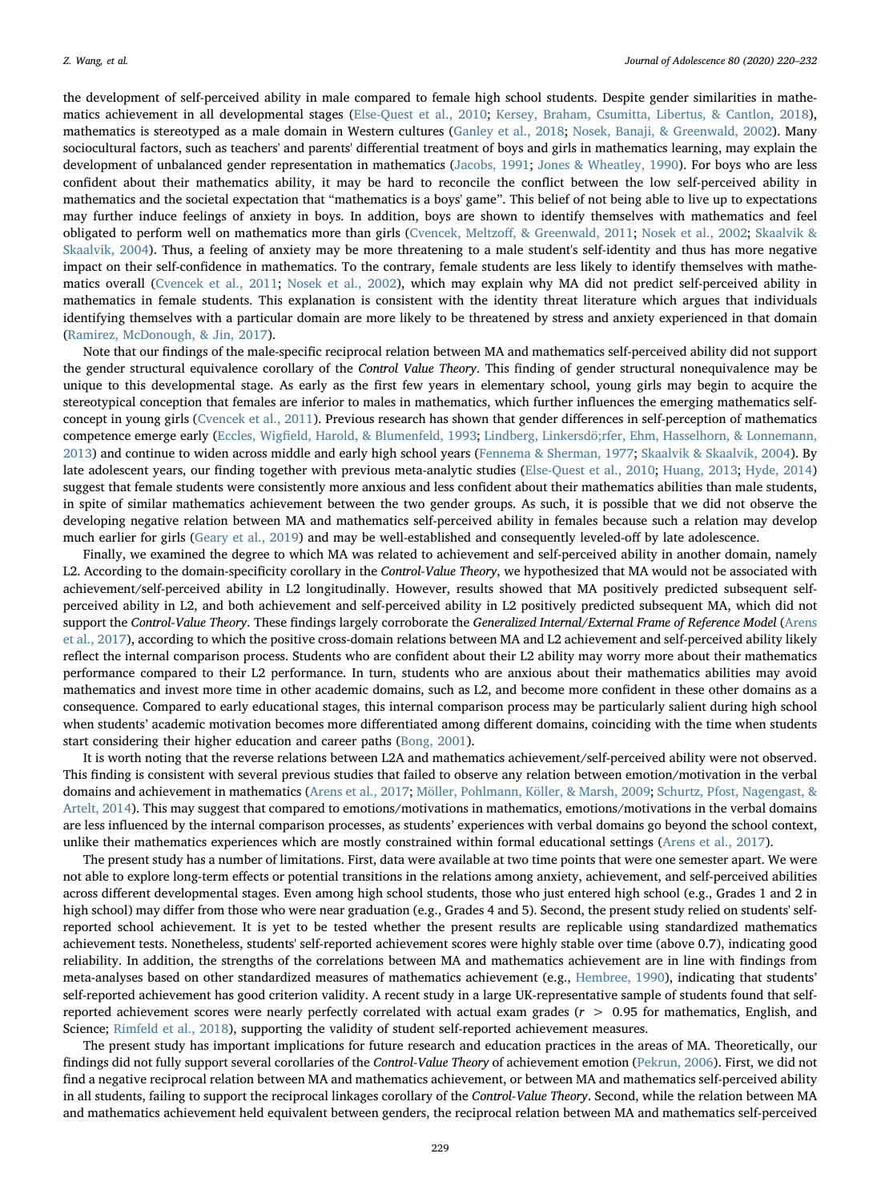the development of self-perceived ability in male compared to female high school students. Despite gender similarities in mathematics achievement in all developmental stages (Else-Quest et al., 2010; Kersey, Braham, Csumitta, Libertus, & Cantlon, 2018), mathematics is stereotyped as a male domain in Western cultures (Ganley et al., 2018; Nosek, Banaji, & Greenwald, 2002). Many sociocultural factors, such as teachers' and parents' differential treatment of boys and girls in mathematics learning, may explain the development of unbalanced gender representation in mathematics (Jacobs, 1991; Jones & Wheatley, 1990). For boys who are less confident about their mathematics ability, it may be hard to reconcile the conflict between the low self-perceived ability in mathematics and the societal expectation that "mathematics is a boys' game". This belief of not being able to live up to expectations may further induce feelings of anxiety in boys. In addition, boys are shown to identify themselves with mathematics and feel obligated to perform well on mathematics more than girls (Cvencek, Meltzoff, & Greenwald, 2011; Nosek et al., 2002; Skaalvik & Skaalvik, 2004). Thus, a feeling of anxiety may be more threatening to a male student's self-identity and thus has more negative impact on their self-confidence in mathematics. To the contrary, female students are less likely to identify themselves with mathematics overall (Cvencek et al., 2011; Nosek et al., 2002), which may explain why MA did not predict self-perceived ability in mathematics in female students. This explanation is consistent with the identity threat literature which argues that individuals identifying themselves with a particular domain are more likely to be threatened by stress and anxiety experienced in that domain (Ramirez, McDonough, & Jin, 2017).

Note that our findings of the male-specific reciprocal relation between MA and mathematics self-perceived ability did not support the gender structural equivalence corollary of the *Control Value Theory*. This finding of gender structural nonequivalence may be unique to this developmental stage. As early as the first few years in elementary school, young girls may begin to acquire the stereotypical conception that females are inferior to males in mathematics, which further influences the emerging mathematics self-concept in young girls (Cvencek et al., 2011). Previous research has shown that gender differences in self-perception of mathematics competence emerge early (Eccles, Wigfield, Harold, & Blumenfeld, 1993; Lindberg, Linkersdö;rfer, Ehm, Hasselhorn, & Lonnemann, 2013) and continue to widen across middle and early high school years (Fennema & Sherman, 1977; Skaalvik & Skaalvik, 2004). By late adolescent years, our finding together with previous meta-analytic studies (Else-Quest et al., 2010; Huang, 2013; Hyde, 2014) suggest that female students were consistently more anxious and less confident about their mathematics abilities than male students, in spite of similar mathematics achievement between the two gender groups. As such, it is possible that we did not observe the developing negative relation between MA and mathematics self-perceived ability in females because such a relation may develop much earlier for girls (Geary et al., 2019) and may be well-established and consequently leveled-off by late adolescence.

Finally, we examined the degree to which MA was related to achievement and self-perceived ability in another domain, namely L2. According to the domain-specificity corollary in the *Control-Value Theory*, we hypothesized that MA would not be associated with achievement/self-perceived ability in L2 longitudinally. However, results showed that MA positively predicted subsequent self-perceived ability in L2, and both achievement and self-perceived ability in L2 positively predicted subsequent MA, which did not support the *Control-Value Theory*. These findings largely corroborate the *Generalized Internal/External Frame of Reference Model* (Arens et al., 2017), according to which the positive cross-domain relations between MA and L2 achievement and self-perceived ability likely reflect the internal comparison process. Students who are confident about their L2 ability may worry more about their mathematics performance compared to their L2 performance. In turn, students who are anxious about their mathematics abilities may avoid mathematics and invest more time in other academic domains, such as L2, and become more confident in these other domains as a consequence. Compared to early educational stages, this internal comparison process may be particularly salient during high school when students' academic motivation becomes more differentiated among different domains, coinciding with the time when students start considering their higher education and career paths (Bong, 2001).

It is worth noting that the reverse relations between L2A and mathematics achievement/self-perceived ability were not observed. This finding is consistent with several previous studies that failed to observe any relation between emotion/motivation in the verbal domains and achievement in mathematics (Arens et al., 2017; Möller, Pohlmann, Köller, & Marsh, 2009; Schurtz, Pfost, Nagengast, & Artelt, 2014). This may suggest that compared to emotions/motivations in mathematics, emotions/motivations in the verbal domains are less influenced by the internal comparison processes, as students' experiences with verbal domains go beyond the school context, unlike their mathematics experiences which are mostly constrained within formal educational settings (Arens et al., 2017).

The present study has a number of limitations. First, data were available at two time points that were one semester apart. We were not able to explore long-term effects or potential transitions in the relations among anxiety, achievement, and self-perceived abilities across different developmental stages. Even among high school students, those who just entered high school (e.g., Grades 1 and 2 in high school) may differ from those who were near graduation (e.g., Grades 4 and 5). Second, the present study relied on students' self-reported school achievement. It is yet to be tested whether the present results are replicable using standardized mathematics achievement tests. Nonetheless, students' self-reported achievement scores were highly stable over time (above 0.7), indicating good reliability. In addition, the strengths of the correlations between MA and mathematics achievement are in line with findings from meta-analyses based on other standardized measures of mathematics achievement (e.g., Hembree, 1990), indicating that students' self-reported achievement has good criterion validity. A recent study in a large UK-representative sample of students found that self-reported achievement scores were nearly perfectly correlated with actual exam grades ($r > 0.95$ for mathematics, English, and Science; Rimfeld et al., 2018), supporting the validity of student self-reported achievement measures.

The present study has important implications for future research and education practices in the areas of MA. Theoretically, our findings did not fully support several corollaries of the *Control-Value Theory* of achievement emotion (Pekrun, 2006). First, we did not find a negative reciprocal relation between MA and mathematics achievement, or between MA and mathematics self-perceived ability in all students, failing to support the reciprocal linkages corollary of the *Control-Value Theory*. Second, while the relation between MA and mathematics achievement held equivalent between genders, the reciprocal relation between MA and mathematics self-perceived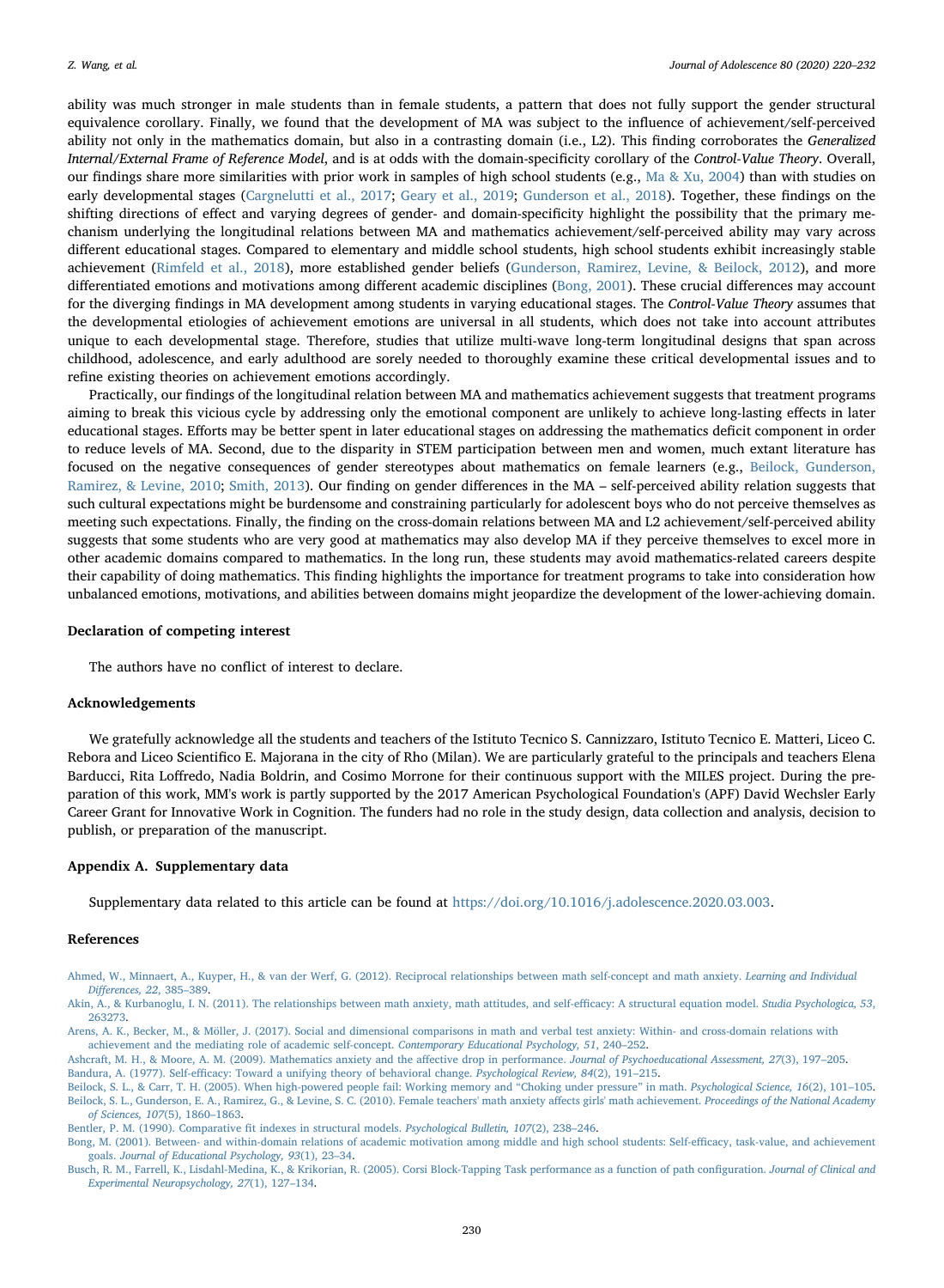ability was much stronger in male students than in female students, a pattern that does not fully support the gender structural equivalence corollary. Finally, we found that the development of MA was subject to the influence of achievement/self-perceived ability not only in the mathematics domain, but also in a contrasting domain (i.e., L2). This finding corroborates the *Generalized Internal/External Frame of Reference Model*, and is at odds with the domain-specificity corollary of the *Control-Value Theory*. Overall, our findings share more similarities with prior work in samples of high school students (e.g., Ma & Xu, 2004) than with studies on early developmental stages (Cargnelutti et al., 2017; Geary et al., 2019; Gunderson et al., 2018). Together, these findings on the shifting directions of effect and varying degrees of gender- and domain-specificity highlight the possibility that the primary mechanism underlying the longitudinal relations between MA and mathematics achievement/self-perceived ability may vary across different educational stages. Compared to elementary and middle school students, high school students exhibit increasingly stable achievement (Rimfeld et al., 2018), more established gender beliefs (Gunderson, Ramirez, Levine, & Beilock, 2012), and more differentiated emotions and motivations among different academic disciplines (Bong, 2001). These crucial differences may account for the diverging findings in MA development among students in varying educational stages. The *Control-Value Theory* assumes that the developmental etiologies of achievement emotions are universal in all students, which does not take into account attributes unique to each developmental stage. Therefore, studies that utilize multi-wave long-term longitudinal designs that span across childhood, adolescence, and early adulthood are sorely needed to thoroughly examine these critical developmental issues and to refine existing theories on achievement emotions accordingly.

Practically, our findings of the longitudinal relation between MA and mathematics achievement suggests that treatment programs aiming to break this vicious cycle by addressing only the emotional component are unlikely to achieve long-lasting effects in later educational stages. Efforts may be better spent in later educational stages on addressing the mathematics deficit component in order to reduce levels of MA. Second, due to the disparity in STEM participation between men and women, much extant literature has focused on the negative consequences of gender stereotypes about mathematics on female learners (e.g., Beilock, Gunderson, Ramirez, & Levine, 2010; Smith, 2013). Our finding on gender differences in the MA – self-perceived ability relation suggests that such cultural expectations might be burdensome and constraining particularly for adolescent boys who do not perceive themselves as meeting such expectations. Finally, the finding on the cross-domain relations between MA and L2 achievement/self-perceived ability suggests that some students who are very good at mathematics may also develop MA if they perceive themselves to excel more in other academic domains compared to mathematics. In the long run, these students may avoid mathematics-related careers despite their capability of doing mathematics. This finding highlights the importance for treatment programs to take into consideration how unbalanced emotions, motivations, and abilities between domains might jeopardize the development of the lower-achieving domain.

## Declaration of competing interest

The authors have no conflict of interest to declare.

## Acknowledgements

We gratefully acknowledge all the students and teachers of the Istituto Tecnico S. Cannizzaro, Istituto Tecnico E. Matteri, Liceo C. Rebora and Liceo Scientifico E. Majorana in the city of Rho (Milan). We are particularly grateful to the principals and teachers Elena Barducci, Rita Loffredo, Nadia Boldrin, and Cosimo Morrone for their continuous support with the MILES project. During the preparation of this work, MM's work is partly supported by the 2017 American Psychological Foundation's (APF) David Wechsler Early Career Grant for Innovative Work in Cognition. The funders had no role in the study design, data collection and analysis, decision to publish, or preparation of the manuscript.

## Appendix A. Supplementary data

Supplementary data related to this article can be found at https://doi.org/10.1016/j.adolescence.2020.03.003.

## References

Ahmed, W., Minnaert, A., Kuyper, H., & van der Werf, G. (2012). Reciprocal relationships between math self-concept and math anxiety. *Learning and Individual Differences, 22*, 385–389.

Akin, A., & Kurbanoglu, I. N. (2011). The relationships between math anxiety, math attitudes, and self-efficacy: A structural equation model. *Studia Psychologica, 53*, 263273.

Arens, A. K., Becker, M., & Möller, J. (2017). Social and dimensional comparisons in math and verbal test anxiety: Within- and cross-domain relations with achievement and the mediating role of academic self-concept. *Contemporary Educational Psychology, 51*, 240–252.

Ashcraft, M. H., & Moore, A. M. (2009). Mathematics anxiety and the affective drop in performance. *Journal of Psychoeducational Assessment, 27*(3), 197–205.

Bandura, A. (1977). Self-efficacy: Toward a unifying theory of behavioral change. *Psychological Review, 84*(2), 191–215.

Beilock, S. L., & Carr, T. H. (2005). When high-powered people fail: Working memory and "Choking under pressure" in math. *Psychological Science, 16*(2), 101–105.

Beilock, S. L., Gunderson, E. A., Ramirez, G., & Levine, S. C. (2010). Female teachers' math anxiety affects girls' math achievement. *Proceedings of the National Academy of Sciences, 107*(5), 1860–1863.

Bentler, P. M. (1990). Comparative fit indexes in structural models. *Psychological Bulletin, 107*(2), 238–246.

Bong, M. (2001). Between- and within-domain relations of academic motivation among middle and high school students: Self-efficacy, task-value, and achievement goals. *Journal of Educational Psychology, 93*(1), 23–34.

Busch, R. M., Farrell, K., Lisdahl-Medina, K., & Krikorian, R. (2005). Corsi Block-Tapping Task performance as a function of path configuration. *Journal of Clinical and Experimental Neuropsychology, 27*(1), 127–134.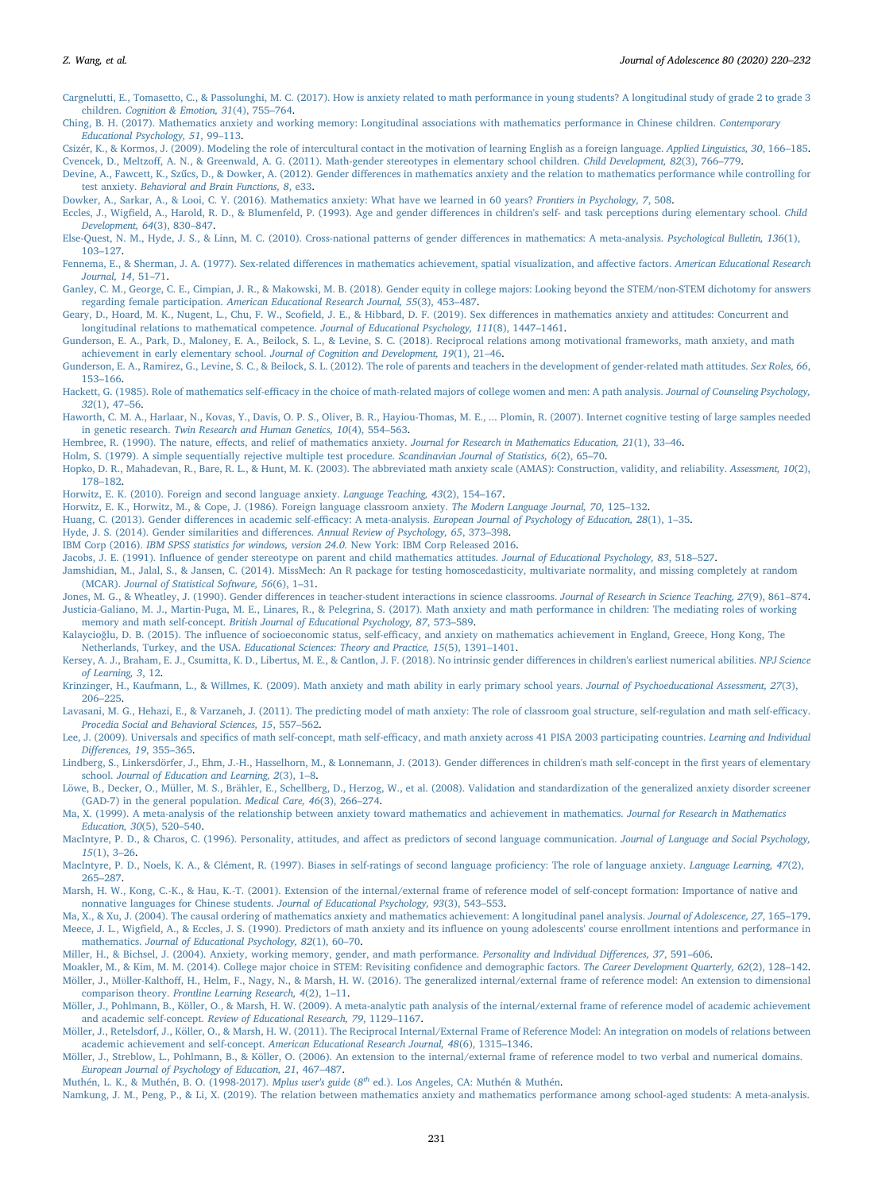Cargnelutti, E., Tomasetto, C., & Passolunghi, M. C. (2017). How is anxiety related to math performance in young students? A longitudinal study of grade 2 to grade 3 children. *Cognition & Emotion, 31*(4), 755–764.

Ching, B. H. (2017). Mathematics anxiety and working memory: Longitudinal associations with mathematics performance in Chinese children. *Contemporary Educational Psychology, 51*, 99–113.

Csizér, K., & Kormos, J. (2009). Modeling the role of intercultural contact in the motivation of learning English as a foreign language. *Applied Linguistics, 30*, 166–185.

Cvencek, D., Meltzoff, A. N., & Greenwald, A. G. (2011). Math-gender stereotypes in elementary school children. *Child Development, 82*(3), 766–779.

Devine, A., Fawcett, K., Szűcs, D., & Dowker, A. (2012). Gender differences in mathematics anxiety and the relation to mathematics performance while controlling for test anxiety. *Behavioral and Brain Functions, 8*, e33.

Dowker, A., Sarkar, A., & Looi, C. Y. (2016). Mathematics anxiety: What have we learned in 60 years? *Frontiers in Psychology, 7*, 508.

Eccles, J., Wigfield, A., Harold, R. D., & Blumenfeld, P. (1993). Age and gender differences in children's self- and task perceptions during elementary school. *Child Development, 64*(3), 830–847.

Else-Quest, N. M., Hyde, J. S., & Linn, M. C. (2010). Cross-national patterns of gender differences in mathematics: A meta-analysis. *Psychological Bulletin, 136*(1), 103–127.

Fennema, E., & Sherman, J. A. (1977). Sex-related differences in mathematics achievement, spatial visualization, and affective factors. *American Educational Research Journal, 14*, 51–71.

Ganley, C. M., George, C. E., Cimpian, J. R., & Makowski, M. B. (2018). Gender equity in college majors: Looking beyond the STEM/non-STEM dichotomy for answers regarding female participation. *American Educational Research Journal, 55*(3), 453–487.

Geary, D., Hoard, M. K., Nugent, L., Chu, F. W., Scofield, J. E., & Hibbard, D. F. (2019). Sex differences in mathematics anxiety and attitudes: Concurrent and longitudinal relations to mathematical competence. *Journal of Educational Psychology, 111*(8), 1447–1461.

Gunderson, E. A., Park, D., Maloney, E. A., Beilock, S. L., & Levine, S. C. (2018). Reciprocal relations among motivational frameworks, math anxiety, and math achievement in early elementary school. *Journal of Cognition and Development, 19*(1), 21–46.

Gunderson, E. A., Ramirez, G., Levine, S. C., & Beilock, S. L. (2012). The role of parents and teachers in the development of gender-related math attitudes. *Sex Roles, 66*, 153–166.

Hackett, G. (1985). Role of mathematics self-efficacy in the choice of math-related majors of college women and men: A path analysis. *Journal of Counseling Psychology, 32*(1), 47–56.

Haworth, C. M. A., Harlaar, N., Kovas, Y., Davis, O. P. S., Oliver, B. R., Hayiou-Thomas, M. E., … Plomin, R. (2007). Internet cognitive testing of large samples needed in genetic research. *Twin Research and Human Genetics, 10*(4), 554–563.

Hembree, R. (1990). The nature, effects, and relief of mathematics anxiety. *Journal for Research in Mathematics Education, 21*(1), 33–46.

Holm, S. (1979). A simple sequentially rejective multiple test procedure. *Scandinavian Journal of Statistics, 6*(2), 65–70.

Hopko, D. R., Mahadevan, R., Bare, R. L., & Hunt, M. K. (2003). The abbreviated math anxiety scale (AMAS): Construction, validity, and reliability. *Assessment, 10*(2), 178–182.

Horwitz, E. K. (2010). Foreign and second language anxiety. *Language Teaching, 43*(2), 154–167.

Horwitz, E. K., Horwitz, M., & Cope, J. (1986). Foreign language classroom anxiety. *The Modern Language Journal, 70*, 125–132.

Huang, C. (2013). Gender differences in academic self-efficacy: A meta-analysis. *European Journal of Psychology of Education, 28*(1), 1–35.

Hyde, J. S. (2014). Gender similarities and differences. *Annual Review of Psychology, 65*, 373–398.

IBM Corp (2016). *IBM SPSS statistics for windows, version 24.0.* New York: IBM Corp Released 2016.

Jacobs, J. E. (1991). Influence of gender stereotype on parent and child mathematics attitudes. *Journal of Educational Psychology, 83*, 518–527.

Jamshidian, M., Jalal, S., & Jansen, C. (2014). MissMech: An R package for testing homoscedasticity, multivariate normality, and missing completely at random (MCAR). *Journal of Statistical Software, 56*(6), 1–31.

Jones, M. G., & Wheatley, J. (1990). Gender differences in teacher-student interactions in science classrooms. *Journal of Research in Science Teaching, 27*(9), 861–874.

Justicia-Galiano, M. J., Martín-Puga, M. E., Linares, R., & Pelegrina, S. (2017). Math anxiety and math performance in children: The mediating roles of working memory and math self-concept. *British Journal of Educational Psychology, 87*, 573–589.

Kalaycioğlu, D. B. (2015). The influence of socioeconomic status, self-efficacy, and anxiety on mathematics achievement in England, Greece, Hong Kong, The Netherlands, Turkey, and the USA. *Educational Sciences: Theory and Practice, 15*(5), 1391–1401.

Kersey, A. J., Braham, E. J., Csumitta, K. D., Libertus, M. E., & Cantlon, J. F. (2018). No intrinsic gender differences in children's earliest numerical abilities. *NPJ Science of Learning, 3*, 12.

Krinzinger, H., Kaufmann, L., & Willmes, K. (2009). Math anxiety and math ability in early primary school years. *Journal of Psychoeducational Assessment, 27*(3), 206–225.

Lavasani, M. G., Hehazi, E., & Varzaneh, J. (2011). The predicting model of math anxiety: The role of classroom goal structure, self-regulation and math self-efficacy. *Procedia Social and Behavioral Sciences, 15*, 557–562.

Lee, J. (2009). Universals and specifics of math self-concept, math self-efficacy, and math anxiety across 41 PISA 2003 participating countries. *Learning and Individual Differences, 19*, 355–365.

Lindberg, S., Linkersdörfer, J., Ehm, J.-H., Hasselhorn, M., & Lonnemann, J. (2013). Gender differences in children's math self-concept in the first years of elementary school. *Journal of Education and Learning, 2*(3), 1–8.

Löwe, B., Decker, O., Müller, M. S., Brähler, E., Schellberg, D., Herzog, W., et al. (2008). Validation and standardization of the generalized anxiety disorder screener (GAD-7) in the general population. *Medical Care, 46*(3), 266–274.

Ma, X. (1999). A meta-analysis of the relationship between anxiety toward mathematics and achievement in mathematics. *Journal for Research in Mathematics Education, 30*(5), 520–540.

MacIntyre, P. D., & Charos, C. (1996). Personality, attitudes, and affect as predictors of second language communication. *Journal of Language and Social Psychology, 15*(1), 3–26.

MacIntyre, P. D., Noels, K. A., & Clément, R. (1997). Biases in self-ratings of second language proficiency: The role of language anxiety. *Language Learning, 47*(2), 265–287.

Marsh, H. W., Kong, C.-K., & Hau, K.-T. (2001). Extension of the internal/external frame of reference model of self-concept formation: Importance of native and nonnative languages for Chinese students. *Journal of Educational Psychology, 93*(3), 543–553.

Ma, X., & Xu, J. (2004). The causal ordering of mathematics anxiety and mathematics achievement: A longitudinal panel analysis. *Journal of Adolescence, 27*, 165–179.

Meece, J. L., Wigfield, A., & Eccles, J. S. (1990). Predictors of math anxiety and its influence on young adolescents' course enrollment intentions and performance in mathematics. *Journal of Educational Psychology, 82*(1), 60–70.

Miller, H., & Bichsel, J. (2004). Anxiety, working memory, gender, and math performance. *Personality and Individual Differences, 37*, 591–606.

Moakler, M., & Kim, M. M. (2014). College major choice in STEM: Revisiting confidence and demographic factors. *The Career Development Quarterly, 62*(2), 128–142.

Möller, J., Möller-Kalthoff, H., Helm, F., Nagy, N., & Marsh, H. W. (2016). The generalized internal/external frame of reference model: An extension to dimensional comparison theory. *Frontline Learning Research, 4*(2), 1–11.

Möller, J., Pohlmann, B., Köller, O., & Marsh, H. W. (2009). A meta-analytic path analysis of the internal/external frame of reference model of academic achievement and academic self-concept. *Review of Educational Research, 79*, 1129–1167.

Möller, J., Retelsdorf, J., Köller, O., & Marsh, H. W. (2011). The Reciprocal Internal/External Frame of Reference Model: An integration on models of relations between academic achievement and self-concept. *American Educational Research Journal, 48*(6), 1315–1346.

Möller, J., Streblow, L., Pohlmann, B., & Köller, O. (2006). An extension to the internal/external frame of reference model to two verbal and numerical domains. *European Journal of Psychology of Education, 21*, 467–487.

Muthén, L. K., & Muthén, B. O. (1998-2017). *Mplus user's guide* (*8th* ed.). Los Angeles, CA: Muthén & Muthén.

Namkung, J. M., Peng, P., & Li, X. (2019). The relation between mathematics anxiety and mathematics performance among school-aged students: A meta-analysis.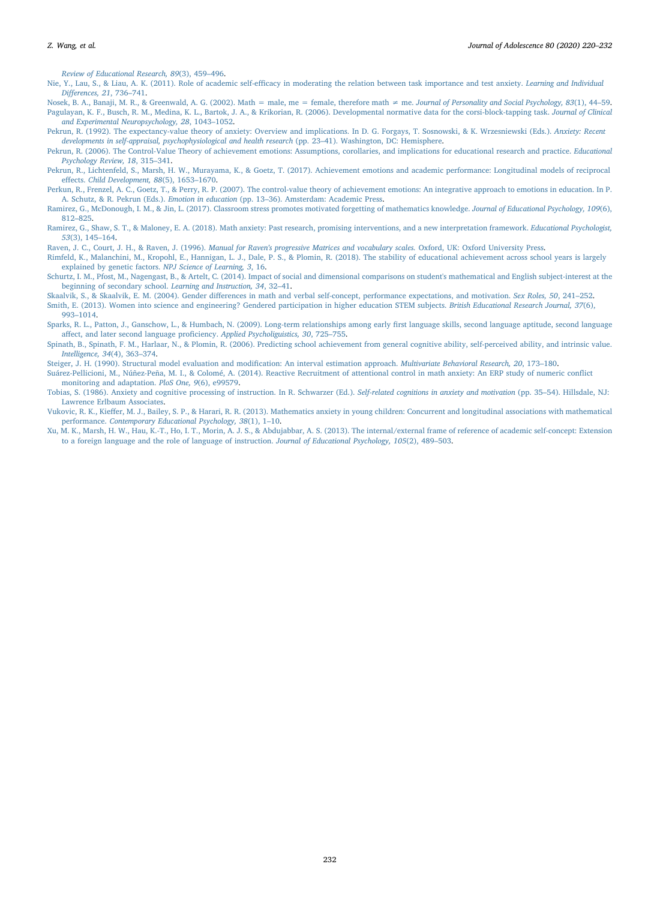*Review of Educational Research, 89*(3), 459–496.

Nie, Y., Lau, S., & Liau, A. K. (2011). Role of academic self-efficacy in moderating the relation between task importance and test anxiety. *Learning and Individual Differences, 21*, 736–741.

Nosek, B. A., Banaji, M. R., & Greenwald, A. G. (2002). Math = male, me = female, therefore math ≠ me. *Journal of Personality and Social Psychology, 83*(1), 44–59.

Pagulayan, K. F., Busch, R. M., Medina, K. L., Bartok, J. A., & Krikorian, R. (2006). Developmental normative data for the corsi-block-tapping task. *Journal of Clinical and Experimental Neuropsychology, 28*, 1043–1052.

Pekrun, R. (1992). The expectancy-value theory of anxiety: Overview and implications. In D. G. Forgays, T. Sosnowski, & K. Wrzesniewski (Eds.). *Anxiety: Recent developments in self-appraisal, psychophysiological and health research* (pp. 23–41). Washington, DC: Hemisphere.

Pekrun, R. (2006). The Control-Value Theory of achievement emotions: Assumptions, corollaries, and implications for educational research and practice. *Educational Psychology Review, 18*, 315–341.

Pekrun, R., Lichtenfeld, S., Marsh, H. W., Murayama, K., & Goetz, T. (2017). Achievement emotions and academic performance: Longitudinal models of reciprocal effects. *Child Development, 88*(5), 1653–1670.

Perkun, R., Frenzel, A. C., Goetz, T., & Perry, R. P. (2007). The control-value theory of achievement emotions: An integrative approach to emotions in education. In P. A. Schutz, & R. Pekrun (Eds.). *Emotion in education* (pp. 13–36). Amsterdam: Academic Press.

Ramirez, G., McDonough, I. M., & Jin, L. (2017). Classroom stress promotes motivated forgetting of mathematics knowledge. *Journal of Educational Psychology, 109*(6), 812–825.

Ramirez, G., Shaw, S. T., & Maloney, E. A. (2018). Math anxiety: Past research, promising interventions, and a new interpretation framework. *Educational Psychologist, 53*(3), 145–164.

Raven, J. C., Court, J. H., & Raven, J. (1996). *Manual for Raven's progressive Matrices and vocabulary scales.* Oxford, UK: Oxford University Press.

Rimfeld, K., Malanchini, M., Kropohl, E., Hannigan, L. J., Dale, P. S., & Plomin, R. (2018). The stability of educational achievement across school years is largely explained by genetic factors. *NPJ Science of Learning, 3*, 16.

Schurtz, I. M., Pfost, M., Nagengast, B., & Artelt, C. (2014). Impact of social and dimensional comparisons on student's mathematical and English subject-interest at the beginning of secondary school. *Learning and Instruction, 34*, 32–41.

Skaalvik, S., & Skaalvik, E. M. (2004). Gender differences in math and verbal self-concept, performance expectations, and motivation. *Sex Roles, 50*, 241–252.

Smith, E. (2013). Women into science and engineering? Gendered participation in higher education STEM subjects. *British Educational Research Journal, 37*(6), 993–1014.

Sparks, R. L., Patton, J., Ganschow, L., & Humbach, N. (2009). Long-term relationships among early first language skills, second language aptitude, second language affect, and later second language proficiency. *Applied Psycholiguistics, 30*, 725–755.

Spinath, B., Spinath, F. M., Harlaar, N., & Plomin, R. (2006). Predicting school achievement from general cognitive ability, self-perceived ability, and intrinsic value. *Intelligence, 34*(4), 363–374.

Steiger, J. H. (1990). Structural model evaluation and modification: An interval estimation approach. *Multivariate Behavioral Research, 20*, 173–180.

Suárez-Pellicioni, M., Núñez-Peña, M. I., & Colomé, A. (2014). Reactive Recruitment of attentional control in math anxiety: An ERP study of numeric conflict monitoring and adaptation. *PloS One, 9*(6), e99579.

Tobias, S. (1986). Anxiety and cognitive processing of instruction. In R. Schwarzer (Ed.). *Self-related cognitions in anxiety and motivation* (pp. 35–54). Hillsdale, NJ: Lawrence Erlbaum Associates.

Vukovic, R. K., Kieffer, M. J., Bailey, S. P., & Harari, R. R. (2013). Mathematics anxiety in young children: Concurrent and longitudinal associations with mathematical performance. *Contemporary Educational Psychology, 38*(1), 1–10.

Xu, M. K., Marsh, H. W., Hau, K.-T., Ho, I. T., Morin, A. J. S., & Abdujabbar, A. S. (2013). The internal/external frame of reference of academic self-concept: Extension to a foreign language and the role of language of instruction. *Journal of Educational Psychology, 105*(2), 489–503.